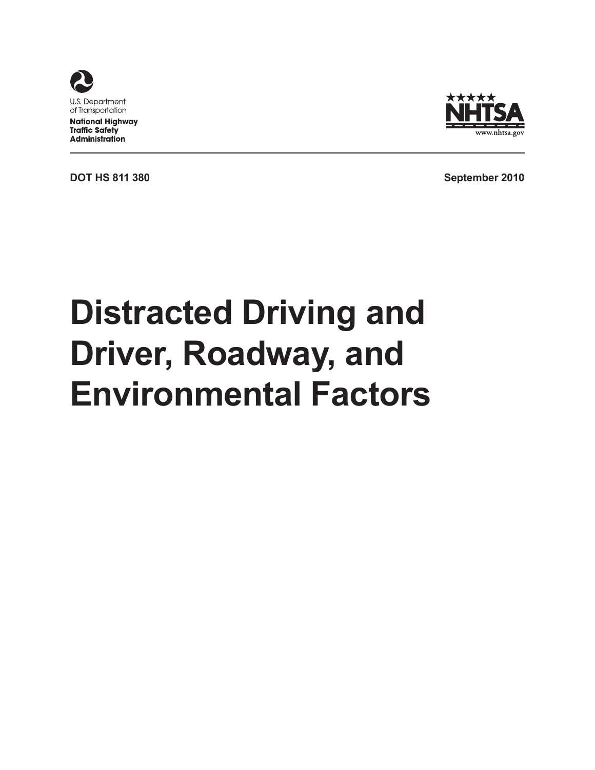U.S. Department of Transportation

**National Highway Traffic Safety Administration**

NHTSA

www.nhtsa.gov

**DOT HS 811 380** **September 2010**

# Distracted Driving and Driver, Roadway, and Environmental Factors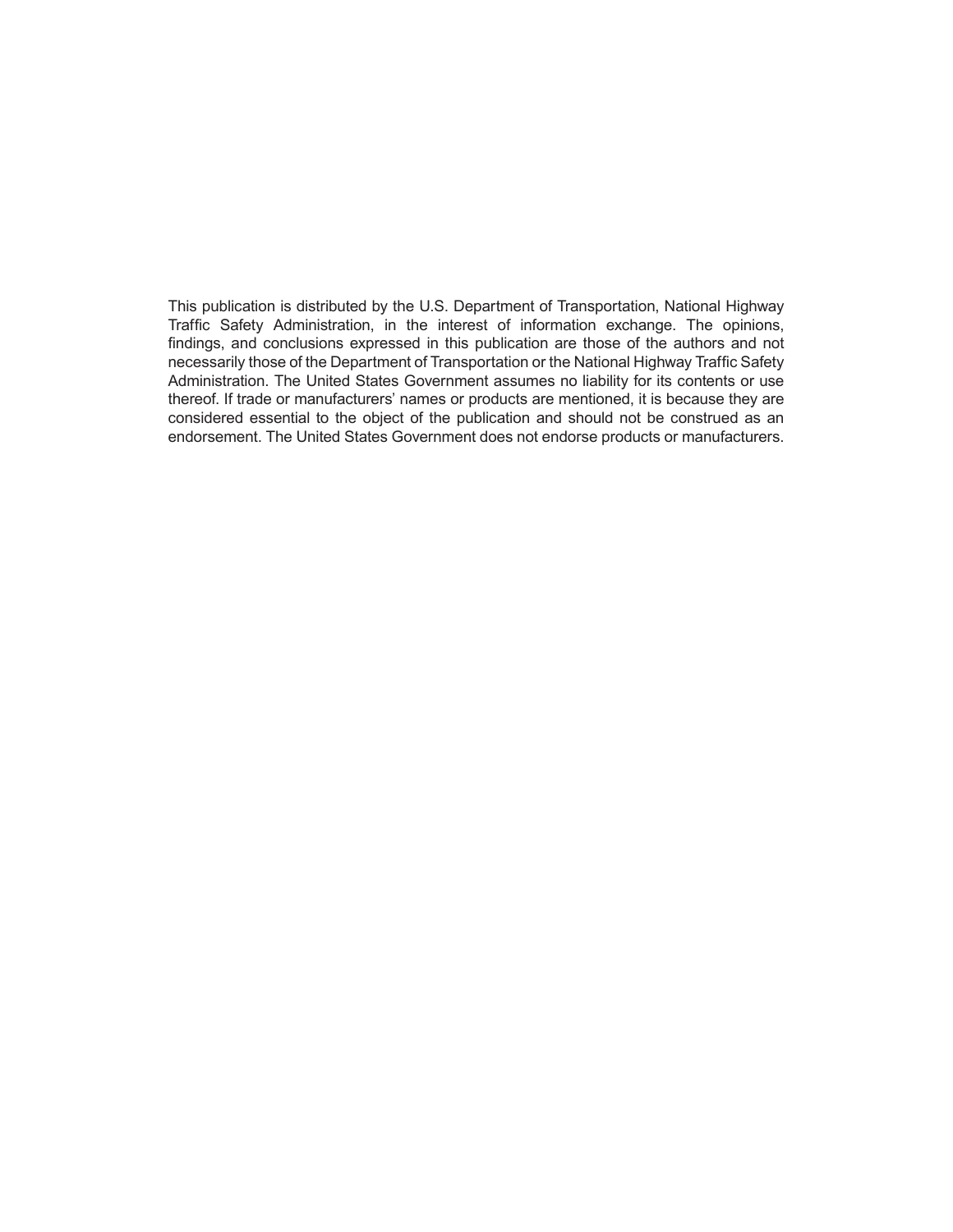This publication is distributed by the U.S. Department of Transportation, National Highway Traffic Safety Administration, in the interest of information exchange. The opinions, findings, and conclusions expressed in this publication are those of the authors and not necessarily those of the Department of Transportation or the National Highway Traffic Safety Administration. The United States Government assumes no liability for its contents or use thereof. If trade or manufacturers' names or products are mentioned, it is because they are considered essential to the object of the publication and should not be construed as an endorsement. The United States Government does not endorse products or manufacturers.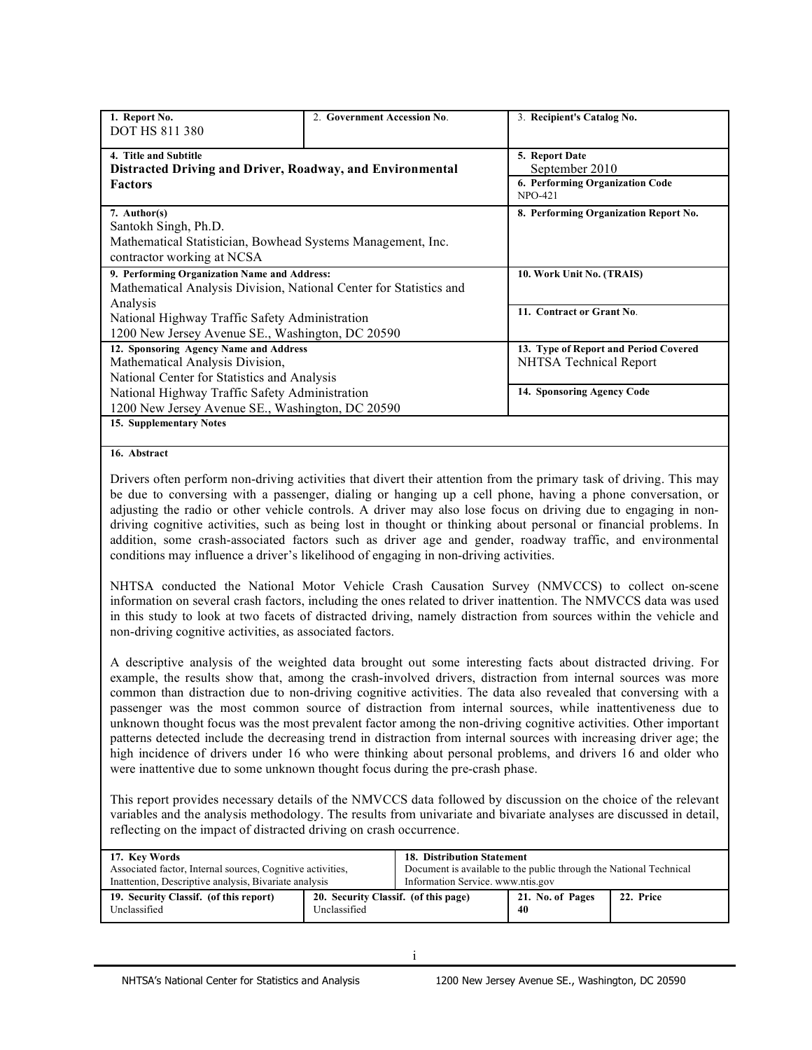| 1. Report No.<br>DOT HS 811 380 | 2. Government Accession No. | 3. Recipient's Catalog No. |
|---|---|---|
| 4. Title and Subtitle<br>**Distracted Driving and Driver, Roadway, and Environmental Factors** | | 5. Report Date<br>September 2010<br>6. Performing Organization Code<br>NPO-421 |
| 7. Author(s)<br>Santokh Singh, Ph.D.<br>Mathematical Statistician, Bowhead Systems Management, Inc.<br>contractor working at NCSA | | 8. Performing Organization Report No. |
| 9. Performing Organization Name and Address:<br>Mathematical Analysis Division, National Center for Statistics and Analysis<br>National Highway Traffic Safety Administration<br>1200 New Jersey Avenue SE., Washington, DC 20590 | | 10. Work Unit No. (TRAIS)<br>11. Contract or Grant No. |
| 12. Sponsoring Agency Name and Address<br>Mathematical Analysis Division,<br>National Center for Statistics and Analysis<br>National Highway Traffic Safety Administration<br>1200 New Jersey Avenue SE., Washington, DC 20590 | | 13. Type of Report and Period Covered<br>NHTSA Technical Report<br>14. Sponsoring Agency Code |
| 15. Supplementary Notes | | |

**16. Abstract**

Drivers often perform non-driving activities that divert their attention from the primary task of driving. This may be due to conversing with a passenger, dialing or hanging up a cell phone, having a phone conversation, or adjusting the radio or other vehicle controls. A driver may also lose focus on driving due to engaging in non-driving cognitive activities, such as being lost in thought or thinking about personal or financial problems. In addition, some crash-associated factors such as driver age and gender, roadway traffic, and environmental conditions may influence a driver's likelihood of engaging in non-driving activities.

NHTSA conducted the National Motor Vehicle Crash Causation Survey (NMVCCS) to collect on-scene information on several crash factors, including the ones related to driver inattention. The NMVCCS data was used in this study to look at two facets of distracted driving, namely distraction from sources within the vehicle and non-driving cognitive activities, as associated factors.

A descriptive analysis of the weighted data brought out some interesting facts about distracted driving. For example, the results show that, among the crash-involved drivers, distraction from internal sources was more common than distraction due to non-driving cognitive activities. The data also revealed that conversing with a passenger was the most common source of distraction from internal sources, while inattentiveness due to unknown thought focus was the most prevalent factor among the non-driving cognitive activities. Other important patterns detected include the decreasing trend in distraction from internal sources with increasing driver age; the high incidence of drivers under 16 who were thinking about personal problems, and drivers 16 and older who were inattentive due to some unknown thought focus during the pre-crash phase.

This report provides necessary details of the NMVCCS data followed by discussion on the choice of the relevant variables and the analysis methodology. The results from univariate and bivariate analyses are discussed in detail, reflecting on the impact of distracted driving on crash occurrence.

| 17. Key Words<br>Associated factor, Internal sources, Cognitive activities, Inattention, Descriptive analysis, Bivariate analysis | | 18. Distribution Statement<br>Document is available to the public through the National Technical Information Service. www.ntis.gov | |
|---|---|---|---|
| 19. Security Classif. (of this report)<br>Unclassified | 20. Security Classif. (of this page)<br>Unclassified | 21. No. of Pages<br>40 | 22. Price |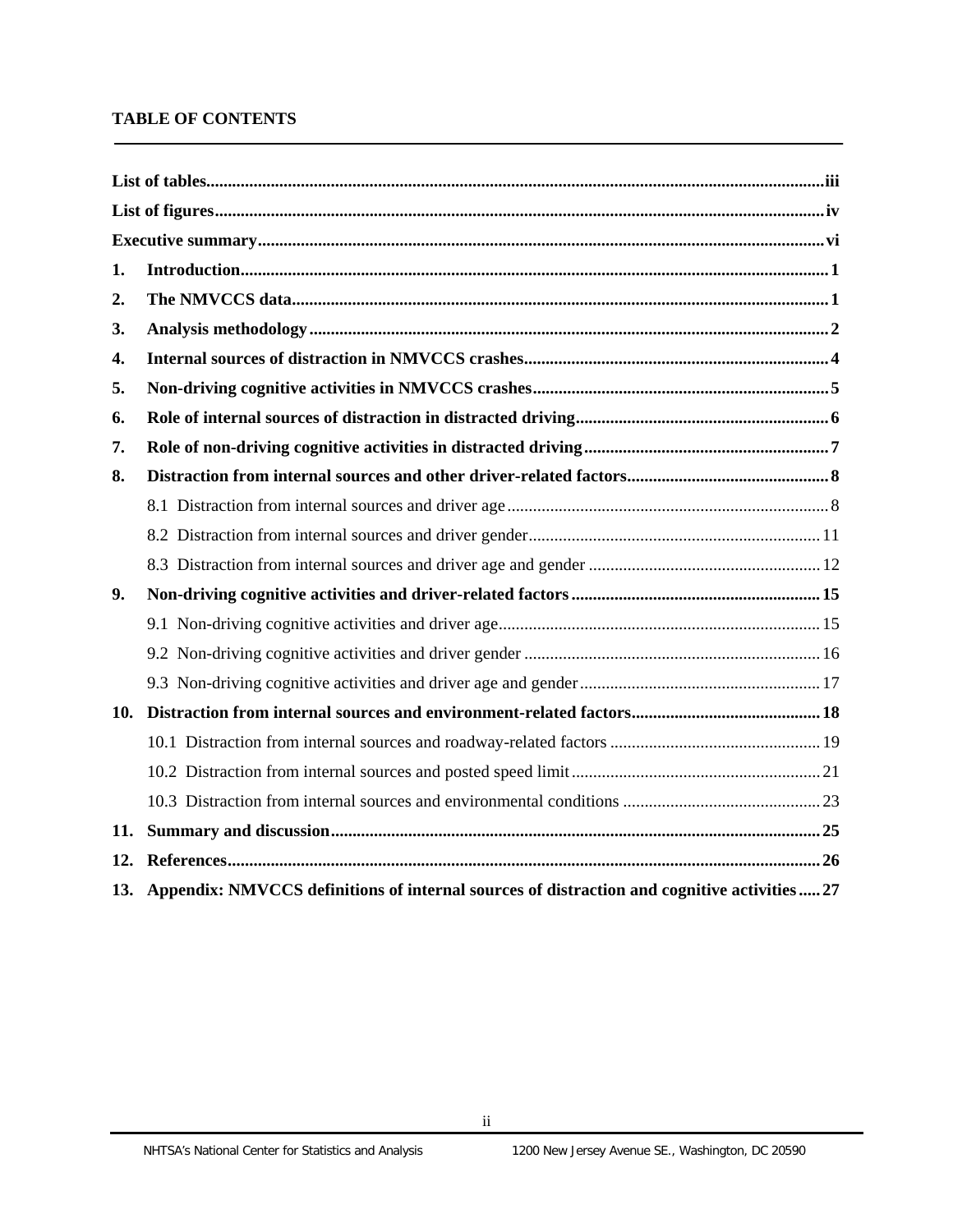## TABLE OF CONTENTS

**List of tables** ........ iii

**List of figures** ........ iv

**Executive summary** ........ vi

**1. Introduction** ........ 1

**2. The NMVCCS data** ........ 1

**3. Analysis methodology** ........ 2

**4. Internal sources of distraction in NMVCCS crashes** ........ 4

**5. Non-driving cognitive activities in NMVCCS crashes** ........ 5

**6. Role of internal sources of distraction in distracted driving** ........ 6

**7. Role of non-driving cognitive activities in distracted driving** ........ 7

**8. Distraction from internal sources and other driver-related factors** ........ 8

- 8.1 Distraction from internal sources and driver age ........ 8
- 8.2 Distraction from internal sources and driver gender ........ 11
- 8.3 Distraction from internal sources and driver age and gender ........ 12

**9. Non-driving cognitive activities and driver-related factors** ........ 15

- 9.1 Non-driving cognitive activities and driver age ........ 15
- 9.2 Non-driving cognitive activities and driver gender ........ 16
- 9.3 Non-driving cognitive activities and driver age and gender ........ 17

**10. Distraction from internal sources and environment-related factors** ........ 18

- 10.1 Distraction from internal sources and roadway-related factors ........ 19
- 10.2 Distraction from internal sources and posted speed limit ........ 21
- 10.3 Distraction from internal sources and environmental conditions ........ 23

**11. Summary and discussion** ........ 25

**12. References** ........ 26

**13. Appendix: NMVCCS definitions of internal sources of distraction and cognitive activities** ........ 27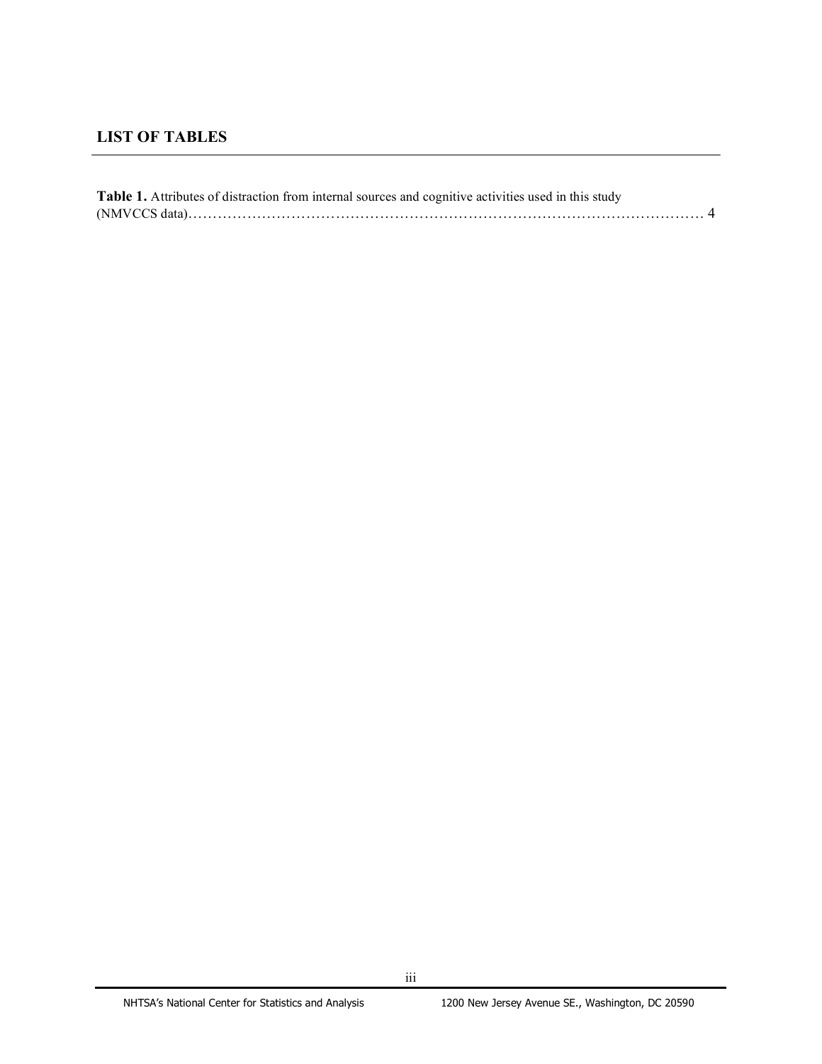## LIST OF TABLES

**Table 1.** Attributes of distraction from internal sources and cognitive activities used in this study (NMVCCS data)........................................................................................................ 4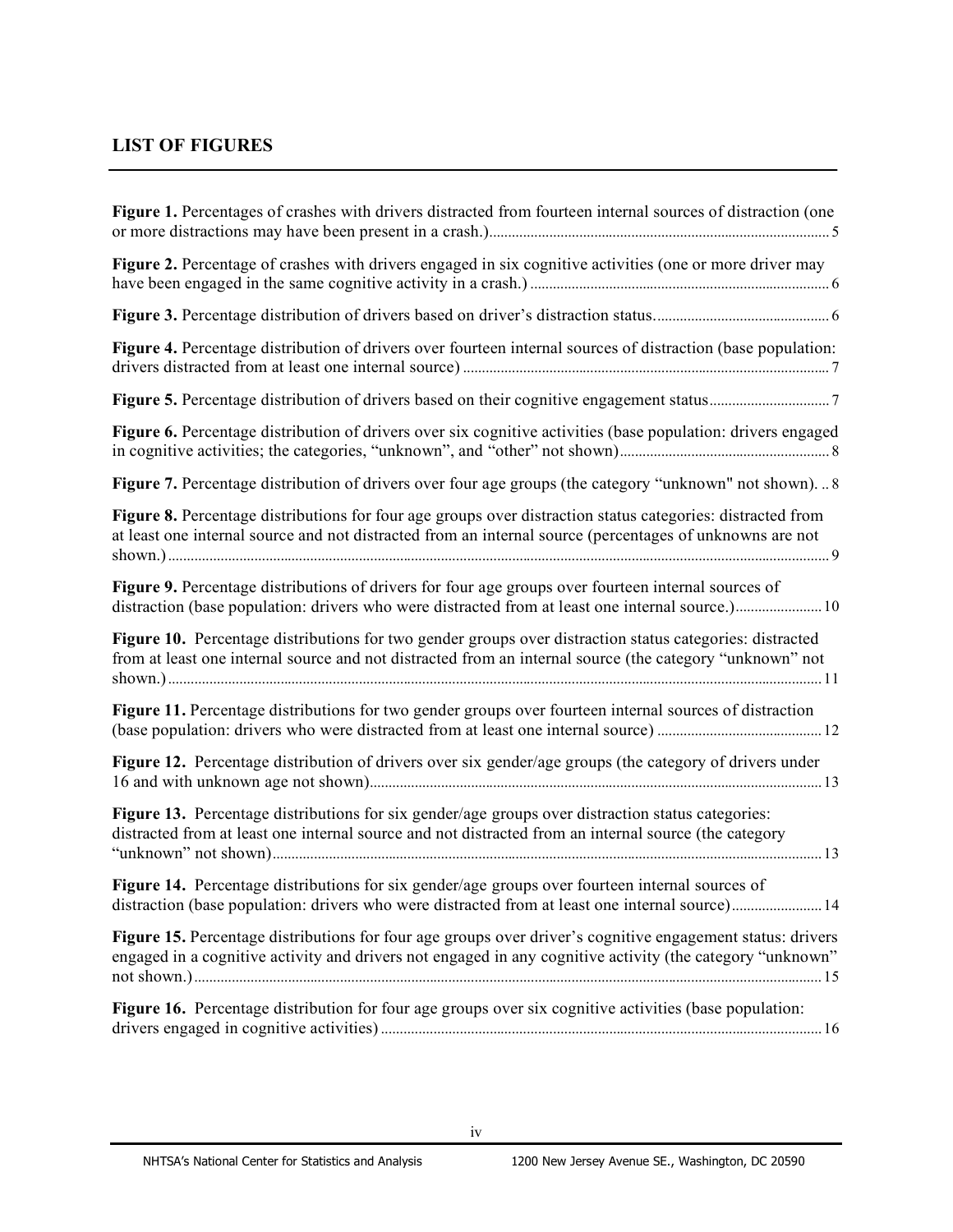## LIST OF FIGURES

**Figure 1.** Percentages of crashes with drivers distracted from fourteen internal sources of distraction (one or more distractions may have been present in a crash.) ..... 5

**Figure 2.** Percentage of crashes with drivers engaged in six cognitive activities (one or more driver may have been engaged in the same cognitive activity in a crash.) ..... 6

**Figure 3.** Percentage distribution of drivers based on driver's distraction status. ..... 6

**Figure 4.** Percentage distribution of drivers over fourteen internal sources of distraction (base population: drivers distracted from at least one internal source) ..... 7

**Figure 5.** Percentage distribution of drivers based on their cognitive engagement status ..... 7

**Figure 6.** Percentage distribution of drivers over six cognitive activities (base population: drivers engaged in cognitive activities; the categories, "unknown", and "other" not shown) ..... 8

**Figure 7.** Percentage distribution of drivers over four age groups (the category "unknown" not shown). .. 8

**Figure 8.** Percentage distributions for four age groups over distraction status categories: distracted from at least one internal source and not distracted from an internal source (percentages of unknowns are not shown.) ..... 9

**Figure 9.** Percentage distributions of drivers for four age groups over fourteen internal sources of distraction (base population: drivers who were distracted from at least one internal source.) ..... 10

**Figure 10.** Percentage distributions for two gender groups over distraction status categories: distracted from at least one internal source and not distracted from an internal source (the category "unknown" not shown.) ..... 11

**Figure 11.** Percentage distributions for two gender groups over fourteen internal sources of distraction (base population: drivers who were distracted from at least one internal source) ..... 12

**Figure 12.** Percentage distribution of drivers over six gender/age groups (the category of drivers under 16 and with unknown age not shown) ..... 13

**Figure 13.** Percentage distributions for six gender/age groups over distraction status categories: distracted from at least one internal source and not distracted from an internal source (the category "unknown" not shown) ..... 13

**Figure 14.** Percentage distributions for six gender/age groups over fourteen internal sources of distraction (base population: drivers who were distracted from at least one internal source) ..... 14

**Figure 15.** Percentage distributions for four age groups over driver's cognitive engagement status: drivers engaged in a cognitive activity and drivers not engaged in any cognitive activity (the category "unknown" not shown.) ..... 15

**Figure 16.** Percentage distribution for four age groups over six cognitive activities (base population: drivers engaged in cognitive activities) ..... 16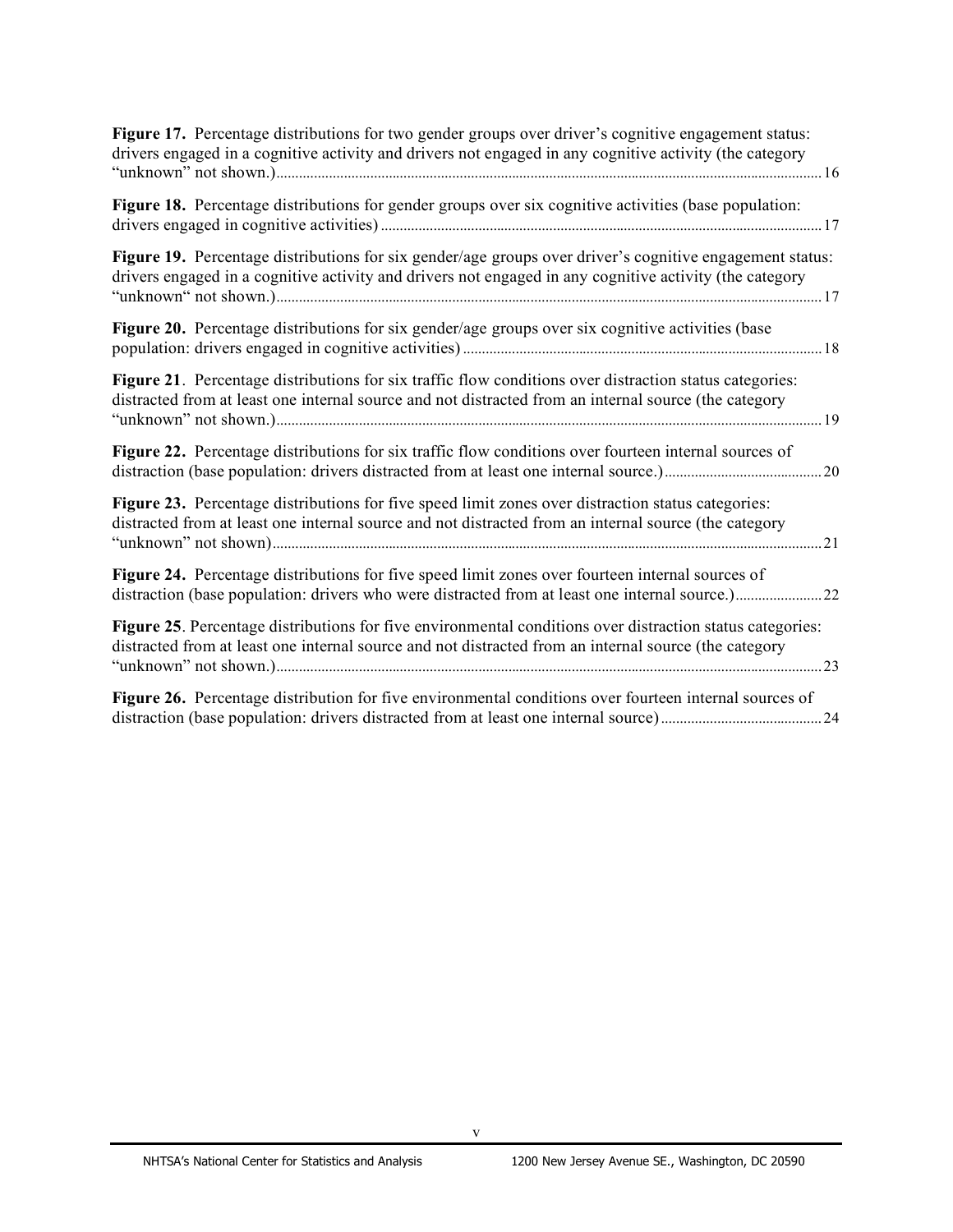**Figure 17.** Percentage distributions for two gender groups over driver's cognitive engagement status: drivers engaged in a cognitive activity and drivers not engaged in any cognitive activity (the category "unknown" not shown.)................................................................................................16

**Figure 18.** Percentage distributions for gender groups over six cognitive activities (base population: drivers engaged in cognitive activities)................................................................................................17

**Figure 19.** Percentage distributions for six gender/age groups over driver's cognitive engagement status: drivers engaged in a cognitive activity and drivers not engaged in any cognitive activity (the category "unknown" not shown.)................................................................................................17

**Figure 20.** Percentage distributions for six gender/age groups over six cognitive activities (base population: drivers engaged in cognitive activities)................................................................................................18

**Figure 21**. Percentage distributions for six traffic flow conditions over distraction status categories: distracted from at least one internal source and not distracted from an internal source (the category "unknown" not shown.)................................................................................................19

**Figure 22.** Percentage distributions for six traffic flow conditions over fourteen internal sources of distraction (base population: drivers distracted from at least one internal source.)..................................20

**Figure 23.** Percentage distributions for five speed limit zones over distraction status categories: distracted from at least one internal source and not distracted from an internal source (the category "unknown" not shown)................................................................................................21

**Figure 24.** Percentage distributions for five speed limit zones over fourteen internal sources of distraction (base population: drivers who were distracted from at least one internal source.)......................22

**Figure 25**. Percentage distributions for five environmental conditions over distraction status categories: distracted from at least one internal source and not distracted from an internal source (the category "unknown" not shown.)................................................................................................23

**Figure 26.** Percentage distribution for five environmental conditions over fourteen internal sources of distraction (base population: drivers distracted from at least one internal source)..................................24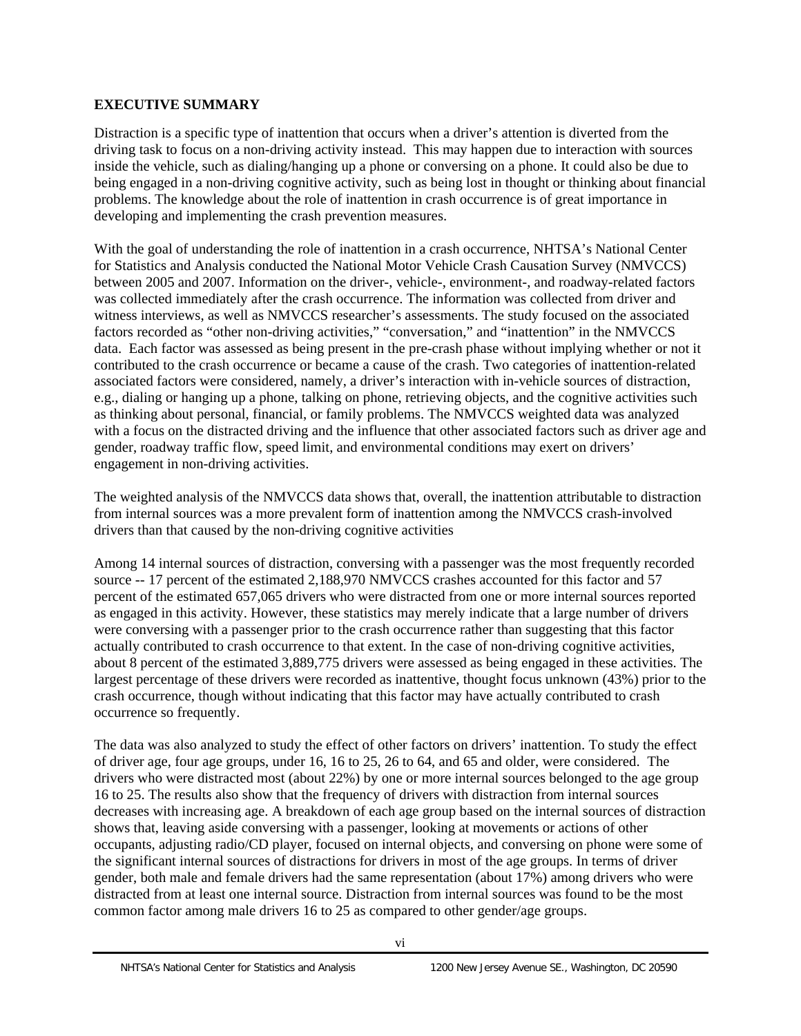## EXECUTIVE SUMMARY

Distraction is a specific type of inattention that occurs when a driver's attention is diverted from the driving task to focus on a non-driving activity instead. This may happen due to interaction with sources inside the vehicle, such as dialing/hanging up a phone or conversing on a phone. It could also be due to being engaged in a non-driving cognitive activity, such as being lost in thought or thinking about financial problems. The knowledge about the role of inattention in crash occurrence is of great importance in developing and implementing the crash prevention measures.

With the goal of understanding the role of inattention in a crash occurrence, NHTSA's National Center for Statistics and Analysis conducted the National Motor Vehicle Crash Causation Survey (NMVCCS) between 2005 and 2007. Information on the driver-, vehicle-, environment-, and roadway-related factors was collected immediately after the crash occurrence. The information was collected from driver and witness interviews, as well as NMVCCS researcher's assessments. The study focused on the associated factors recorded as "other non-driving activities," "conversation," and "inattention" in the NMVCCS data. Each factor was assessed as being present in the pre-crash phase without implying whether or not it contributed to the crash occurrence or became a cause of the crash. Two categories of inattention-related associated factors were considered, namely, a driver's interaction with in-vehicle sources of distraction, e.g., dialing or hanging up a phone, talking on phone, retrieving objects, and the cognitive activities such as thinking about personal, financial, or family problems. The NMVCCS weighted data was analyzed with a focus on the distracted driving and the influence that other associated factors such as driver age and gender, roadway traffic flow, speed limit, and environmental conditions may exert on drivers' engagement in non-driving activities.

The weighted analysis of the NMVCCS data shows that, overall, the inattention attributable to distraction from internal sources was a more prevalent form of inattention among the NMVCCS crash-involved drivers than that caused by the non-driving cognitive activities

Among 14 internal sources of distraction, conversing with a passenger was the most frequently recorded source -- 17 percent of the estimated 2,188,970 NMVCCS crashes accounted for this factor and 57 percent of the estimated 657,065 drivers who were distracted from one or more internal sources reported as engaged in this activity. However, these statistics may merely indicate that a large number of drivers were conversing with a passenger prior to the crash occurrence rather than suggesting that this factor actually contributed to crash occurrence to that extent. In the case of non-driving cognitive activities, about 8 percent of the estimated 3,889,775 drivers were assessed as being engaged in these activities. The largest percentage of these drivers were recorded as inattentive, thought focus unknown (43%) prior to the crash occurrence, though without indicating that this factor may have actually contributed to crash occurrence so frequently.

The data was also analyzed to study the effect of other factors on drivers' inattention. To study the effect of driver age, four age groups, under 16, 16 to 25, 26 to 64, and 65 and older, were considered. The drivers who were distracted most (about 22%) by one or more internal sources belonged to the age group 16 to 25. The results also show that the frequency of drivers with distraction from internal sources decreases with increasing age. A breakdown of each age group based on the internal sources of distraction shows that, leaving aside conversing with a passenger, looking at movements or actions of other occupants, adjusting radio/CD player, focused on internal objects, and conversing on phone were some of the significant internal sources of distractions for drivers in most of the age groups. In terms of driver gender, both male and female drivers had the same representation (about 17%) among drivers who were distracted from at least one internal source. Distraction from internal sources was found to be the most common factor among male drivers 16 to 25 as compared to other gender/age groups.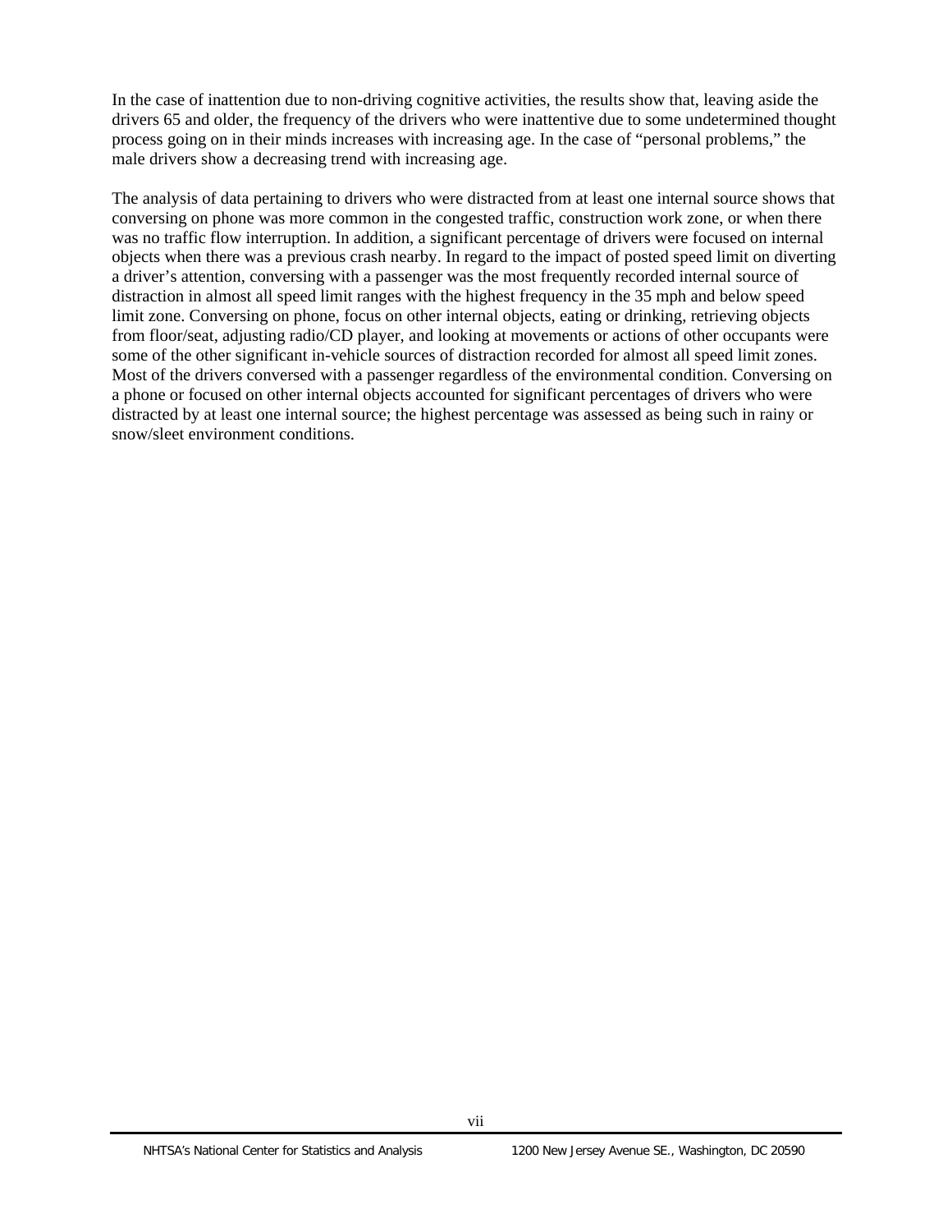In the case of inattention due to non-driving cognitive activities, the results show that, leaving aside the drivers 65 and older, the frequency of the drivers who were inattentive due to some undetermined thought process going on in their minds increases with increasing age. In the case of "personal problems," the male drivers show a decreasing trend with increasing age.

The analysis of data pertaining to drivers who were distracted from at least one internal source shows that conversing on phone was more common in the congested traffic, construction work zone, or when there was no traffic flow interruption. In addition, a significant percentage of drivers were focused on internal objects when there was a previous crash nearby. In regard to the impact of posted speed limit on diverting a driver's attention, conversing with a passenger was the most frequently recorded internal source of distraction in almost all speed limit ranges with the highest frequency in the 35 mph and below speed limit zone. Conversing on phone, focus on other internal objects, eating or drinking, retrieving objects from floor/seat, adjusting radio/CD player, and looking at movements or actions of other occupants were some of the other significant in-vehicle sources of distraction recorded for almost all speed limit zones. Most of the drivers conversed with a passenger regardless of the environmental condition. Conversing on a phone or focused on other internal objects accounted for significant percentages of drivers who were distracted by at least one internal source; the highest percentage was assessed as being such in rainy or snow/sleet environment conditions.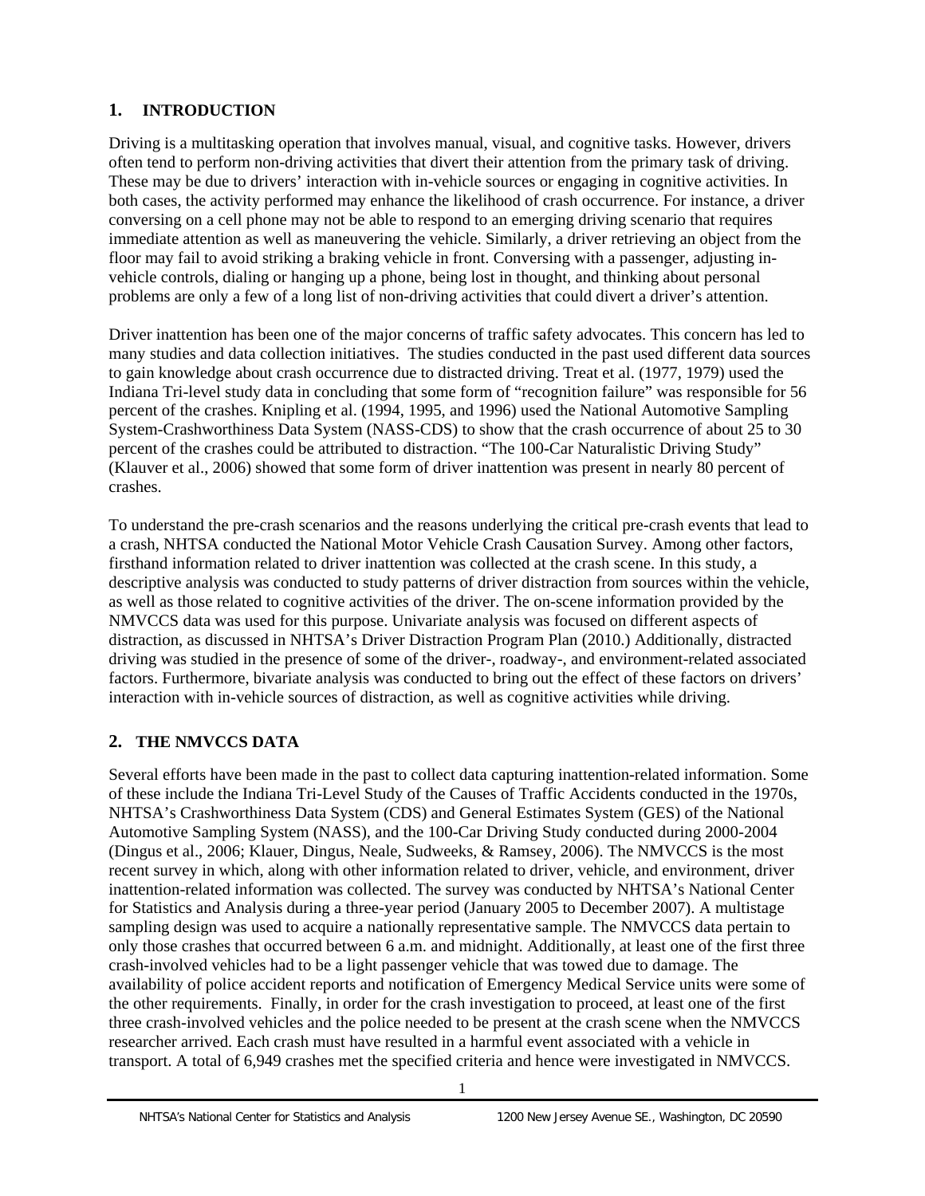## 1. INTRODUCTION

Driving is a multitasking operation that involves manual, visual, and cognitive tasks. However, drivers often tend to perform non-driving activities that divert their attention from the primary task of driving. These may be due to drivers' interaction with in-vehicle sources or engaging in cognitive activities. In both cases, the activity performed may enhance the likelihood of crash occurrence. For instance, a driver conversing on a cell phone may not be able to respond to an emerging driving scenario that requires immediate attention as well as maneuvering the vehicle. Similarly, a driver retrieving an object from the floor may fail to avoid striking a braking vehicle in front. Conversing with a passenger, adjusting in-vehicle controls, dialing or hanging up a phone, being lost in thought, and thinking about personal problems are only a few of a long list of non-driving activities that could divert a driver's attention.

Driver inattention has been one of the major concerns of traffic safety advocates. This concern has led to many studies and data collection initiatives. The studies conducted in the past used different data sources to gain knowledge about crash occurrence due to distracted driving. Treat et al. (1977, 1979) used the Indiana Tri-level study data in concluding that some form of "recognition failure" was responsible for 56 percent of the crashes. Knipling et al. (1994, 1995, and 1996) used the National Automotive Sampling System-Crashworthiness Data System (NASS-CDS) to show that the crash occurrence of about 25 to 30 percent of the crashes could be attributed to distraction. "The 100-Car Naturalistic Driving Study" (Klauver et al., 2006) showed that some form of driver inattention was present in nearly 80 percent of crashes.

To understand the pre-crash scenarios and the reasons underlying the critical pre-crash events that lead to a crash, NHTSA conducted the National Motor Vehicle Crash Causation Survey. Among other factors, firsthand information related to driver inattention was collected at the crash scene. In this study, a descriptive analysis was conducted to study patterns of driver distraction from sources within the vehicle, as well as those related to cognitive activities of the driver. The on-scene information provided by the NMVCCS data was used for this purpose. Univariate analysis was focused on different aspects of distraction, as discussed in NHTSA's Driver Distraction Program Plan (2010.) Additionally, distracted driving was studied in the presence of some of the driver-, roadway-, and environment-related associated factors. Furthermore, bivariate analysis was conducted to bring out the effect of these factors on drivers' interaction with in-vehicle sources of distraction, as well as cognitive activities while driving.

## 2. THE NMVCCS DATA

Several efforts have been made in the past to collect data capturing inattention-related information. Some of these include the Indiana Tri-Level Study of the Causes of Traffic Accidents conducted in the 1970s, NHTSA's Crashworthiness Data System (CDS) and General Estimates System (GES) of the National Automotive Sampling System (NASS), and the 100-Car Driving Study conducted during 2000-2004 (Dingus et al., 2006; Klauer, Dingus, Neale, Sudweeks, & Ramsey, 2006). The NMVCCS is the most recent survey in which, along with other information related to driver, vehicle, and environment, driver inattention-related information was collected. The survey was conducted by NHTSA's National Center for Statistics and Analysis during a three-year period (January 2005 to December 2007). A multistage sampling design was used to acquire a nationally representative sample. The NMVCCS data pertain to only those crashes that occurred between 6 a.m. and midnight. Additionally, at least one of the first three crash-involved vehicles had to be a light passenger vehicle that was towed due to damage. The availability of police accident reports and notification of Emergency Medical Service units were some of the other requirements. Finally, in order for the crash investigation to proceed, at least one of the first three crash-involved vehicles and the police needed to be present at the crash scene when the NMVCCS researcher arrived. Each crash must have resulted in a harmful event associated with a vehicle in transport. A total of 6,949 crashes met the specified criteria and hence were investigated in NMVCCS.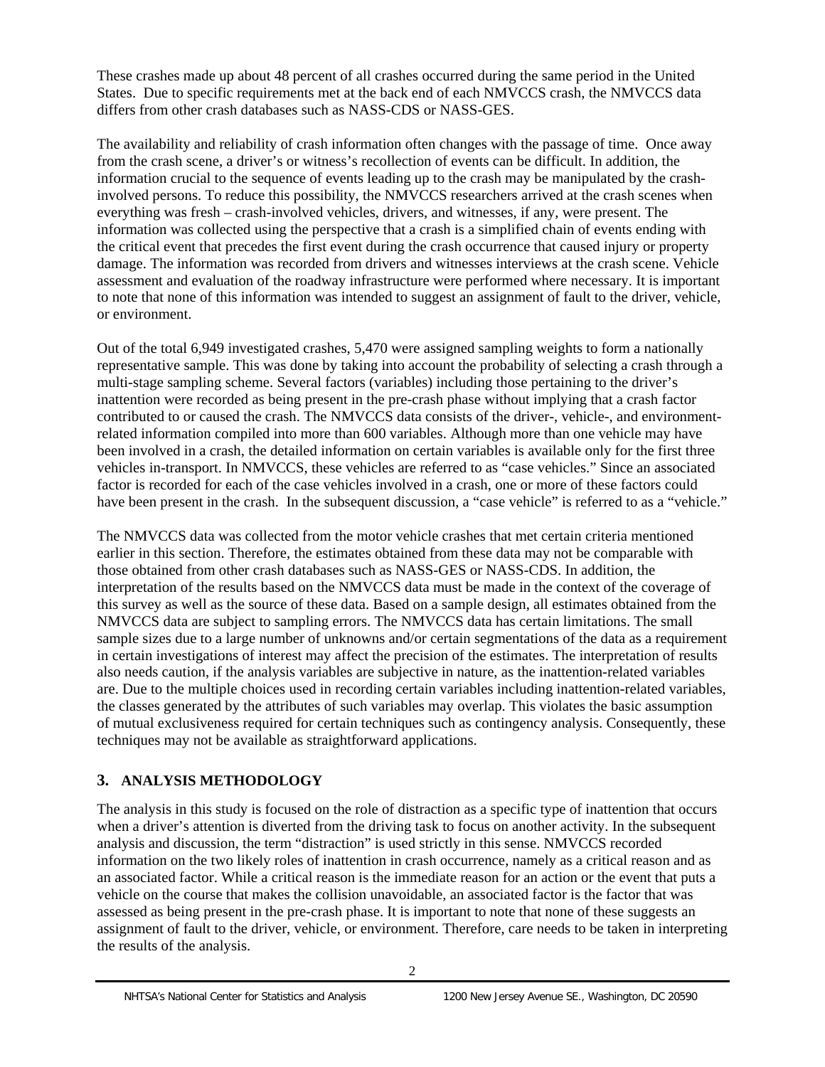These crashes made up about 48 percent of all crashes occurred during the same period in the United States. Due to specific requirements met at the back end of each NMVCCS crash, the NMVCCS data differs from other crash databases such as NASS-CDS or NASS-GES.

The availability and reliability of crash information often changes with the passage of time. Once away from the crash scene, a driver's or witness's recollection of events can be difficult. In addition, the information crucial to the sequence of events leading up to the crash may be manipulated by the crash-involved persons. To reduce this possibility, the NMVCCS researchers arrived at the crash scenes when everything was fresh – crash-involved vehicles, drivers, and witnesses, if any, were present. The information was collected using the perspective that a crash is a simplified chain of events ending with the critical event that precedes the first event during the crash occurrence that caused injury or property damage. The information was recorded from drivers and witnesses interviews at the crash scene. Vehicle assessment and evaluation of the roadway infrastructure were performed where necessary. It is important to note that none of this information was intended to suggest an assignment of fault to the driver, vehicle, or environment.

Out of the total 6,949 investigated crashes, 5,470 were assigned sampling weights to form a nationally representative sample. This was done by taking into account the probability of selecting a crash through a multi-stage sampling scheme. Several factors (variables) including those pertaining to the driver's inattention were recorded as being present in the pre-crash phase without implying that a crash factor contributed to or caused the crash. The NMVCCS data consists of the driver-, vehicle-, and environment-related information compiled into more than 600 variables. Although more than one vehicle may have been involved in a crash, the detailed information on certain variables is available only for the first three vehicles in-transport. In NMVCCS, these vehicles are referred to as "case vehicles." Since an associated factor is recorded for each of the case vehicles involved in a crash, one or more of these factors could have been present in the crash. In the subsequent discussion, a "case vehicle" is referred to as a "vehicle."

The NMVCCS data was collected from the motor vehicle crashes that met certain criteria mentioned earlier in this section. Therefore, the estimates obtained from these data may not be comparable with those obtained from other crash databases such as NASS-GES or NASS-CDS. In addition, the interpretation of the results based on the NMVCCS data must be made in the context of the coverage of this survey as well as the source of these data. Based on a sample design, all estimates obtained from the NMVCCS data are subject to sampling errors. The NMVCCS data has certain limitations. The small sample sizes due to a large number of unknowns and/or certain segmentations of the data as a requirement in certain investigations of interest may affect the precision of the estimates. The interpretation of results also needs caution, if the analysis variables are subjective in nature, as the inattention-related variables are. Due to the multiple choices used in recording certain variables including inattention-related variables, the classes generated by the attributes of such variables may overlap. This violates the basic assumption of mutual exclusiveness required for certain techniques such as contingency analysis. Consequently, these techniques may not be available as straightforward applications.

## 3. ANALYSIS METHODOLOGY

The analysis in this study is focused on the role of distraction as a specific type of inattention that occurs when a driver's attention is diverted from the driving task to focus on another activity. In the subsequent analysis and discussion, the term "distraction" is used strictly in this sense. NMVCCS recorded information on the two likely roles of inattention in crash occurrence, namely as a critical reason and as an associated factor. While a critical reason is the immediate reason for an action or the event that puts a vehicle on the course that makes the collision unavoidable, an associated factor is the factor that was assessed as being present in the pre-crash phase. It is important to note that none of these suggests an assignment of fault to the driver, vehicle, or environment. Therefore, care needs to be taken in interpreting the results of the analysis.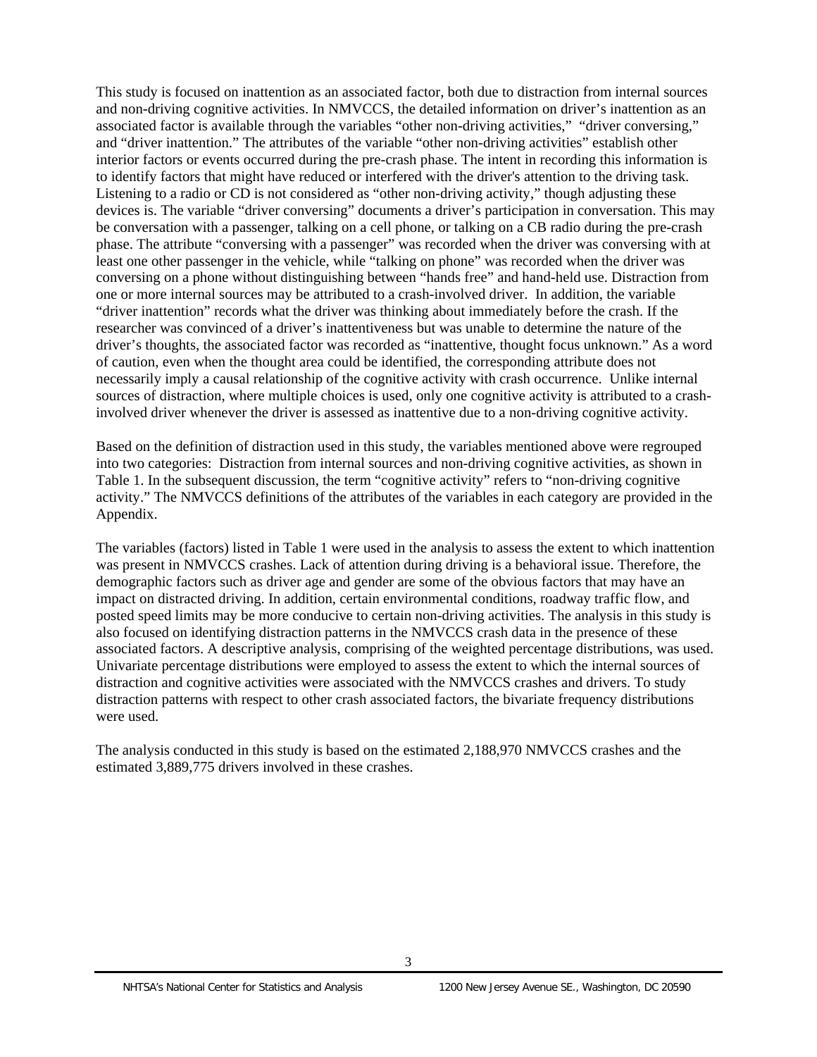This study is focused on inattention as an associated factor, both due to distraction from internal sources and non-driving cognitive activities. In NMVCCS, the detailed information on driver's inattention as an associated factor is available through the variables "other non-driving activities," "driver conversing," and "driver inattention." The attributes of the variable "other non-driving activities" establish other interior factors or events occurred during the pre-crash phase. The intent in recording this information is to identify factors that might have reduced or interfered with the driver's attention to the driving task. Listening to a radio or CD is not considered as "other non-driving activity," though adjusting these devices is. The variable "driver conversing" documents a driver's participation in conversation. This may be conversation with a passenger, talking on a cell phone, or talking on a CB radio during the pre-crash phase. The attribute "conversing with a passenger" was recorded when the driver was conversing with at least one other passenger in the vehicle, while "talking on phone" was recorded when the driver was conversing on a phone without distinguishing between "hands free" and hand-held use. Distraction from one or more internal sources may be attributed to a crash-involved driver. In addition, the variable "driver inattention" records what the driver was thinking about immediately before the crash. If the researcher was convinced of a driver's inattentiveness but was unable to determine the nature of the driver's thoughts, the associated factor was recorded as "inattentive, thought focus unknown." As a word of caution, even when the thought area could be identified, the corresponding attribute does not necessarily imply a causal relationship of the cognitive activity with crash occurrence. Unlike internal sources of distraction, where multiple choices is used, only one cognitive activity is attributed to a crash-involved driver whenever the driver is assessed as inattentive due to a non-driving cognitive activity.

Based on the definition of distraction used in this study, the variables mentioned above were regrouped into two categories: Distraction from internal sources and non-driving cognitive activities, as shown in Table 1. In the subsequent discussion, the term "cognitive activity" refers to "non-driving cognitive activity." The NMVCCS definitions of the attributes of the variables in each category are provided in the Appendix.

The variables (factors) listed in Table 1 were used in the analysis to assess the extent to which inattention was present in NMVCCS crashes. Lack of attention during driving is a behavioral issue. Therefore, the demographic factors such as driver age and gender are some of the obvious factors that may have an impact on distracted driving. In addition, certain environmental conditions, roadway traffic flow, and posted speed limits may be more conducive to certain non-driving activities. The analysis in this study is also focused on identifying distraction patterns in the NMVCCS crash data in the presence of these associated factors. A descriptive analysis, comprising of the weighted percentage distributions, was used. Univariate percentage distributions were employed to assess the extent to which the internal sources of distraction and cognitive activities were associated with the NMVCCS crashes and drivers. To study distraction patterns with respect to other crash associated factors, the bivariate frequency distributions were used.

The analysis conducted in this study is based on the estimated 2,188,970 NMVCCS crashes and the estimated 3,889,775 drivers involved in these crashes.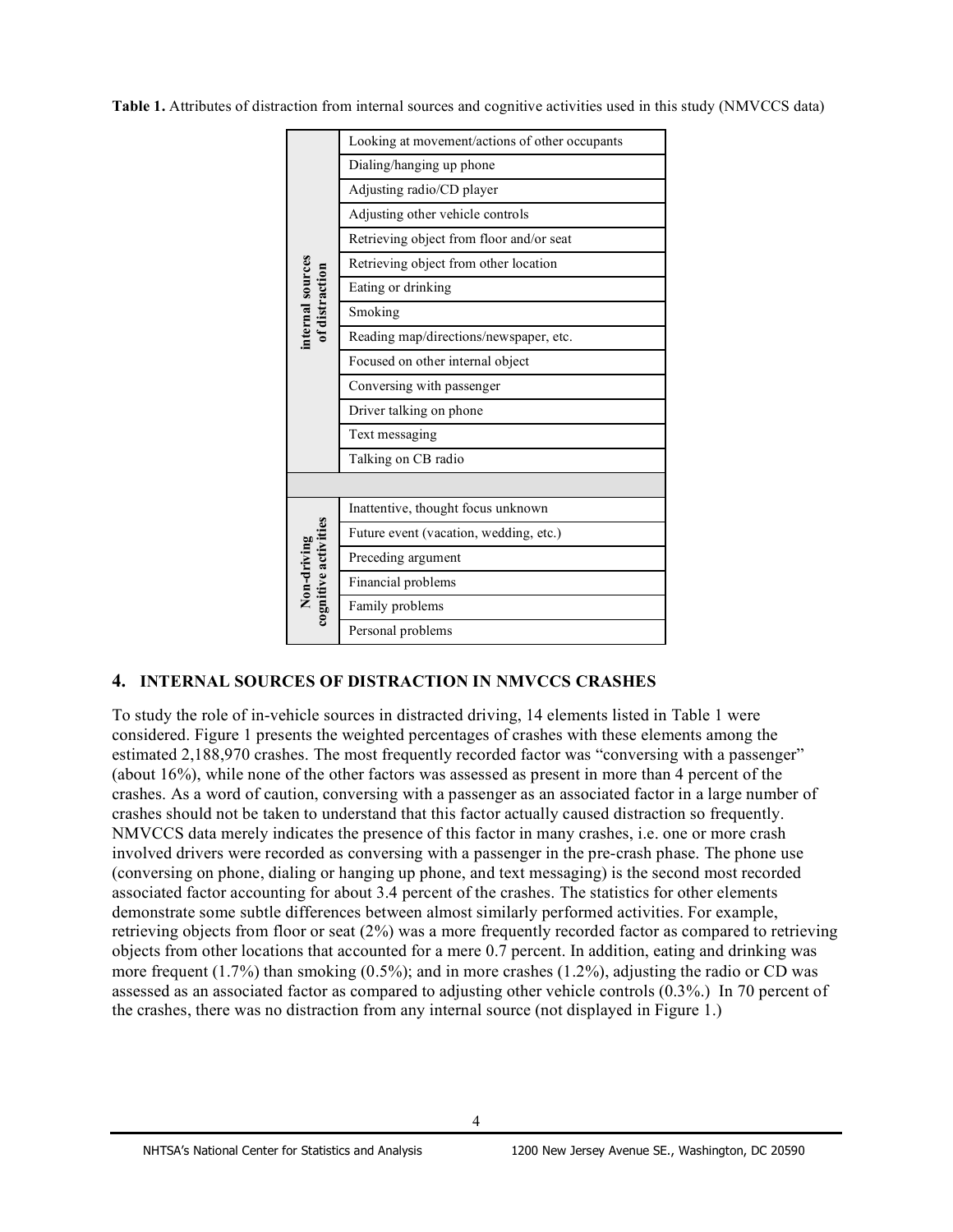**Table 1.** Attributes of distraction from internal sources and cognitive activities used in this study (NMVCCS data)

| | |
|---|---|
| internal sources of distraction | Looking at movement/actions of other occupants |
| | Dialing/hanging up phone |
| | Adjusting radio/CD player |
| | Adjusting other vehicle controls |
| | Retrieving object from floor and/or seat |
| | Retrieving object from other location |
| | Eating or drinking |
| | Smoking |
| | Reading map/directions/newspaper, etc. |
| | Focused on other internal object |
| | Conversing with passenger |
| | Driver talking on phone |
| | Text messaging |
| | Talking on CB radio |
| | |
| Non-driving cognitive activities | Inattentive, thought focus unknown |
| | Future event (vacation, wedding, etc.) |
| | Preceding argument |
| | Financial problems |
| | Family problems |
| | Personal problems |

## 4. INTERNAL SOURCES OF DISTRACTION IN NMVCCS CRASHES

To study the role of in-vehicle sources in distracted driving, 14 elements listed in Table 1 were considered. Figure 1 presents the weighted percentages of crashes with these elements among the estimated 2,188,970 crashes. The most frequently recorded factor was "conversing with a passenger" (about 16%), while none of the other factors was assessed as present in more than 4 percent of the crashes. As a word of caution, conversing with a passenger as an associated factor in a large number of crashes should not be taken to understand that this factor actually caused distraction so frequently. NMVCCS data merely indicates the presence of this factor in many crashes, i.e. one or more crash involved drivers were recorded as conversing with a passenger in the pre-crash phase. The phone use (conversing on phone, dialing or hanging up phone, and text messaging) is the second most recorded associated factor accounting for about 3.4 percent of the crashes. The statistics for other elements demonstrate some subtle differences between almost similarly performed activities. For example, retrieving objects from floor or seat (2%) was a more frequently recorded factor as compared to retrieving objects from other locations that accounted for a mere 0.7 percent. In addition, eating and drinking was more frequent (1.7%) than smoking (0.5%); and in more crashes (1.2%), adjusting the radio or CD was assessed as an associated factor as compared to adjusting other vehicle controls (0.3%.) In 70 percent of the crashes, there was no distraction from any internal source (not displayed in Figure 1.)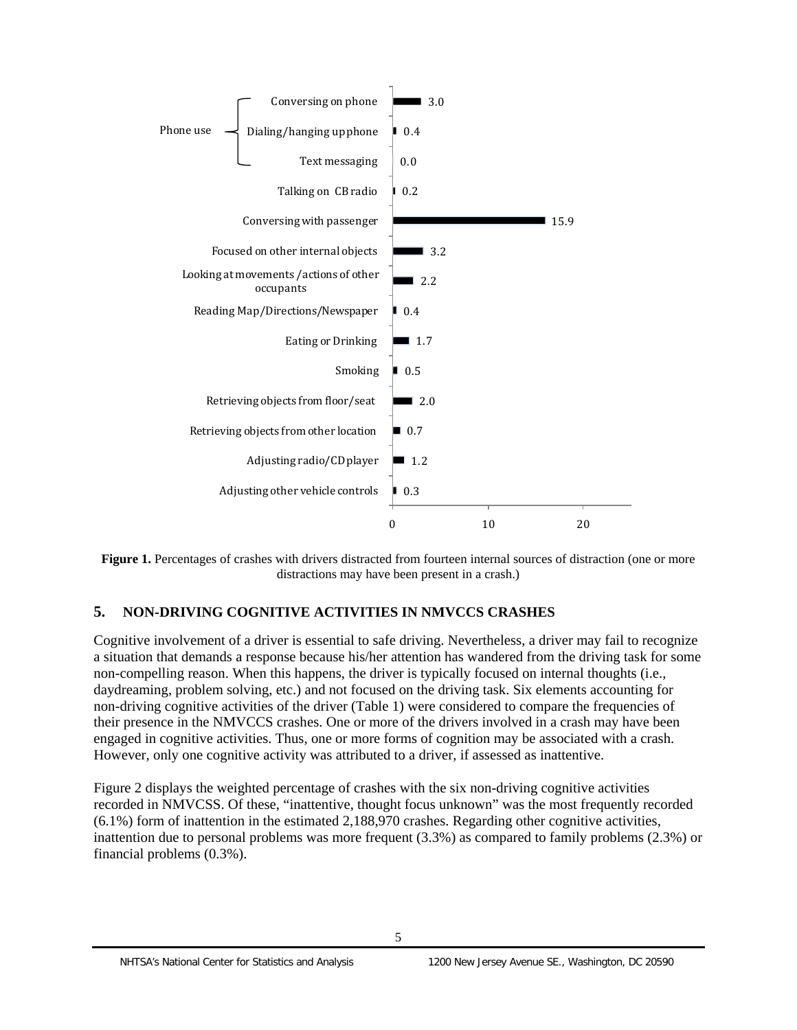| Category | Source of distraction | Percentage |
| --- | --- | --- |
| Phone use | Conversing on phone | 3.0 |
| | Dialing/hanging up phone | 0.4 |
| | Text messaging | 0.0 |
| | Talking on CB radio | 0.2 |
| | Conversing with passenger | 15.9 |
| | Focused on other internal objects | 3.2 |
| | Looking at movements /actions of other occupants | 2.2 |
| | Reading Map/Directions/Newspaper | 0.4 |
| | Eating or Drinking | 1.7 |
| | Smoking | 0.5 |
| | Retrieving objects from floor/seat | 2.0 |
| | Retrieving objects from other location | 0.7 |
| | Adjusting radio/CD player | 1.2 |
| | Adjusting other vehicle controls | 0.3 |

**Figure 1.** Percentages of crashes with drivers distracted from fourteen internal sources of distraction (one or more distractions may have been present in a crash.)

## 5. NON-DRIVING COGNITIVE ACTIVITIES IN NMVCCS CRASHES

Cognitive involvement of a driver is essential to safe driving. Nevertheless, a driver may fail to recognize a situation that demands a response because his/her attention has wandered from the driving task for some non-compelling reason. When this happens, the driver is typically focused on internal thoughts (i.e., daydreaming, problem solving, etc.) and not focused on the driving task. Six elements accounting for non-driving cognitive activities of the driver (Table 1) were considered to compare the frequencies of their presence in the NMVCCS crashes. One or more of the drivers involved in a crash may have been engaged in cognitive activities. Thus, one or more forms of cognition may be associated with a crash. However, only one cognitive activity was attributed to a driver, if assessed as inattentive.

Figure 2 displays the weighted percentage of crashes with the six non-driving cognitive activities recorded in NMVCSS. Of these, "inattentive, thought focus unknown" was the most frequently recorded (6.1%) form of inattention in the estimated 2,188,970 crashes. Regarding other cognitive activities, inattention due to personal problems was more frequent (3.3%) as compared to family problems (2.3%) or financial problems (0.3%).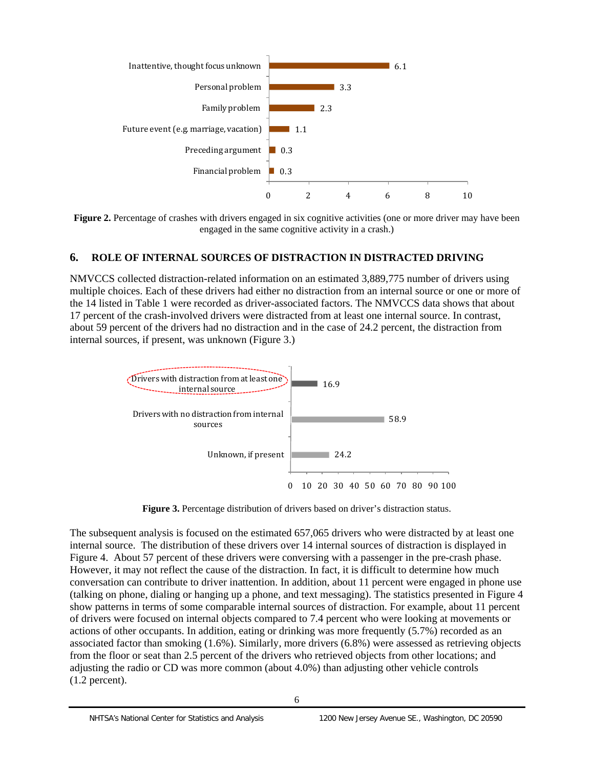| Cognitive activity | Percentage |
|---|---|
| Inattentive, thought focus unknown | 6.1 |
| Personal problem | 3.3 |
| Family problem | 2.3 |
| Future event (e.g. marriage, vacation) | 1.1 |
| Preceding argument | 0.3 |
| Financial problem | 0.3 |

**Figure 2.** Percentage of crashes with drivers engaged in six cognitive activities (one or more driver may have been engaged in the same cognitive activity in a crash.)

## 6. ROLE OF INTERNAL SOURCES OF DISTRACTION IN DISTRACTED DRIVING

NMVCCS collected distraction-related information on an estimated 3,889,775 number of drivers using multiple choices. Each of these drivers had either no distraction from an internal source or one or more of the 14 listed in Table 1 were recorded as driver-associated factors. The NMVCCS data shows that about 17 percent of the crash-involved drivers were distracted from at least one internal source. In contrast, about 59 percent of the drivers had no distraction and in the case of 24.2 percent, the distraction from internal sources, if present, was unknown (Figure 3.)

| Driver's distraction status | Percentage |
|---|---|
| Drivers with distraction from at least one internal source | 16.9 |
| Drivers with no distraction from internal sources | 58.9 |
| Unknown, if present | 24.2 |

**Figure 3.** Percentage distribution of drivers based on driver's distraction status.

The subsequent analysis is focused on the estimated 657,065 drivers who were distracted by at least one internal source. The distribution of these drivers over 14 internal sources of distraction is displayed in Figure 4. About 57 percent of these drivers were conversing with a passenger in the pre-crash phase. However, it may not reflect the cause of the distraction. In fact, it is difficult to determine how much conversation can contribute to driver inattention. In addition, about 11 percent were engaged in phone use (talking on phone, dialing or hanging up a phone, and text messaging). The statistics presented in Figure 4 show patterns in terms of some comparable internal sources of distraction. For example, about 11 percent of drivers were focused on internal objects compared to 7.4 percent who were looking at movements or actions of other occupants. In addition, eating or drinking was more frequently (5.7%) recorded as an associated factor than smoking (1.6%). Similarly, more drivers (6.8%) were assessed as retrieving objects from the floor or seat than 2.5 percent of the drivers who retrieved objects from other locations; and adjusting the radio or CD was more common (about 4.0%) than adjusting other vehicle controls (1.2 percent).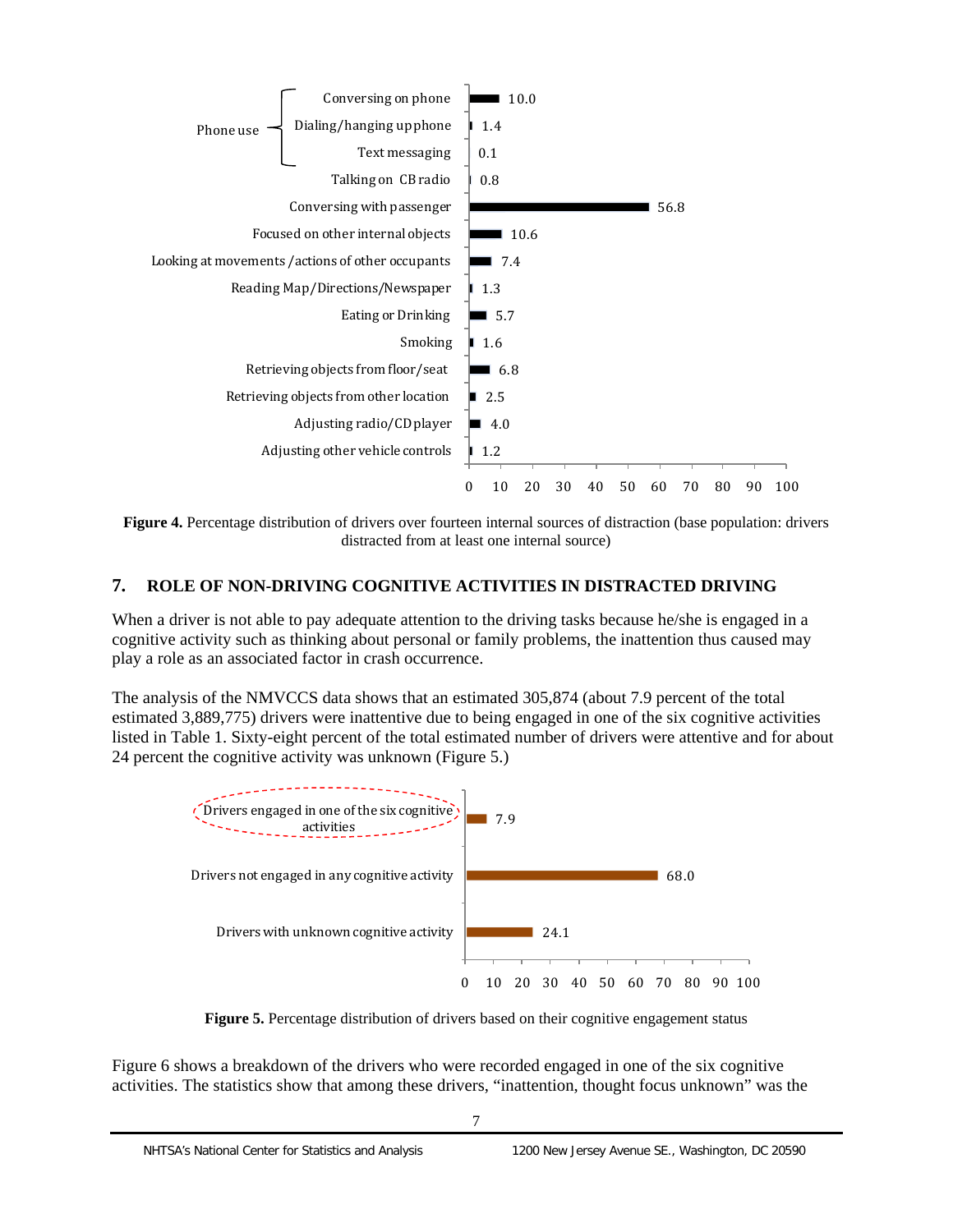| Internal source of distraction | Percent |
|---|---|
| Phone use: Conversing on phone | 10.0 |
| Phone use: Dialing/hanging up phone | 1.4 |
| Phone use: Text messaging | 0.1 |
| Talking on CB radio | 0.8 |
| Conversing with passenger | 56.8 |
| Focused on other internal objects | 10.6 |
| Looking at movements /actions of other occupants | 7.4 |
| Reading Map/Directions/Newspaper | 1.3 |
| Eating or Drinking | 5.7 |
| Smoking | 1.6 |
| Retrieving objects from floor/seat | 6.8 |
| Retrieving objects from other location | 2.5 |
| Adjusting radio/CD player | 4.0 |
| Adjusting other vehicle controls | 1.2 |

**Figure 4.** Percentage distribution of drivers over fourteen internal sources of distraction (base population: drivers distracted from at least one internal source)

## 7. ROLE OF NON-DRIVING COGNITIVE ACTIVITIES IN DISTRACTED DRIVING

When a driver is not able to pay adequate attention to the driving tasks because he/she is engaged in a cognitive activity such as thinking about personal or family problems, the inattention thus caused may play a role as an associated factor in crash occurrence.

The analysis of the NMVCCS data shows that an estimated 305,874 (about 7.9 percent of the total estimated 3,889,775) drivers were inattentive due to being engaged in one of the six cognitive activities listed in Table 1. Sixty-eight percent of the total estimated number of drivers were attentive and for about 24 percent the cognitive activity was unknown (Figure 5.)

| Cognitive engagement status | Percent |
|---|---|
| Drivers engaged in one of the six cognitive activities | 7.9 |
| Drivers not engaged in any cognitive activity | 68.0 |
| Drivers with unknown cognitive activity | 24.1 |

**Figure 5.** Percentage distribution of drivers based on their cognitive engagement status

Figure 6 shows a breakdown of the drivers who were recorded engaged in one of the six cognitive activities. The statistics show that among these drivers, "inattention, thought focus unknown" was the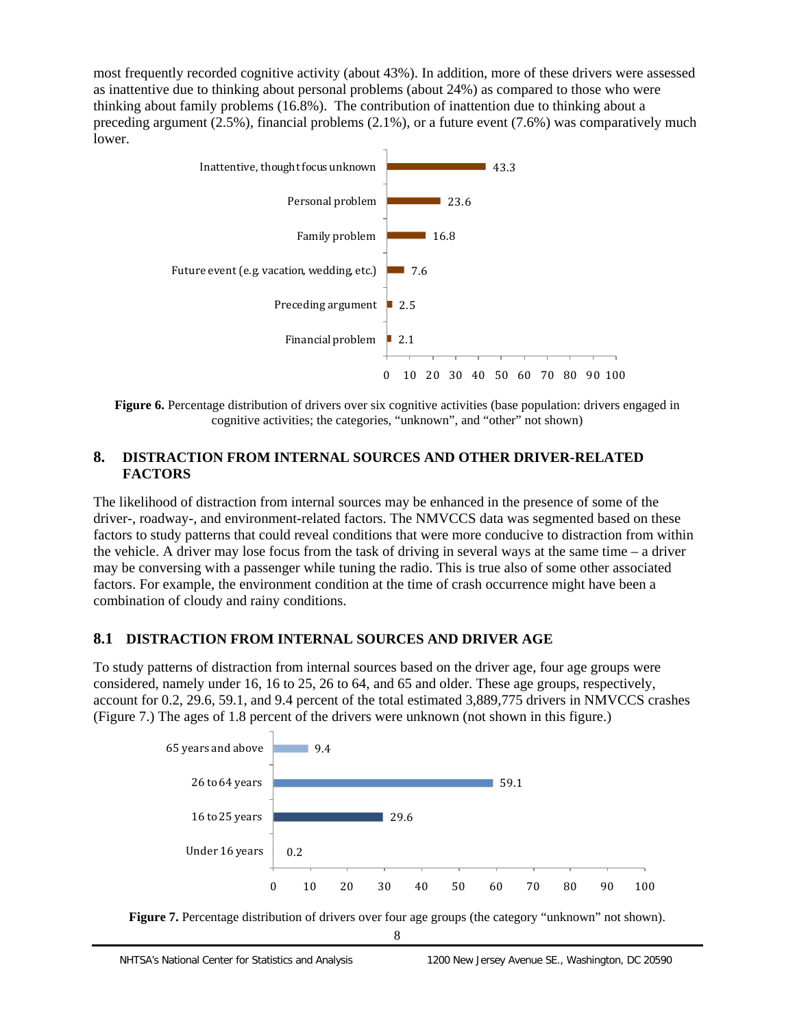most frequently recorded cognitive activity (about 43%). In addition, more of these drivers were assessed as inattentive due to thinking about personal problems (about 24%) as compared to those who were thinking about family problems (16.8%). The contribution of inattention due to thinking about a preceding argument (2.5%), financial problems (2.1%), or a future event (7.6%) was comparatively much lower.

| Cognitive activity | Percent |
| --- | --- |
| Inattentive, thought focus unknown | 43.3 |
| Personal problem | 23.6 |
| Family problem | 16.8 |
| Future event (e.g. vacation, wedding, etc.) | 7.6 |
| Preceding argument | 2.5 |
| Financial problem | 2.1 |

**Figure 6.** Percentage distribution of drivers over six cognitive activities (base population: drivers engaged in cognitive activities; the categories, "unknown", and "other" not shown)

## 8. DISTRACTION FROM INTERNAL SOURCES AND OTHER DRIVER-RELATED FACTORS

The likelihood of distraction from internal sources may be enhanced in the presence of some of the driver-, roadway-, and environment-related factors. The NMVCCS data was segmented based on these factors to study patterns that could reveal conditions that were more conducive to distraction from within the vehicle. A driver may lose focus from the task of driving in several ways at the same time – a driver may be conversing with a passenger while tuning the radio. This is true also of some other associated factors. For example, the environment condition at the time of crash occurrence might have been a combination of cloudy and rainy conditions.

### 8.1 DISTRACTION FROM INTERNAL SOURCES AND DRIVER AGE

To study patterns of distraction from internal sources based on the driver age, four age groups were considered, namely under 16, 16 to 25, 26 to 64, and 65 and older. These age groups, respectively, account for 0.2, 29.6, 59.1, and 9.4 percent of the total estimated 3,889,775 drivers in NMVCCS crashes (Figure 7.) The ages of 1.8 percent of the drivers were unknown (not shown in this figure.)

| Age group | Percent |
| --- | --- |
| 65 years and above | 9.4 |
| 26 to 64 years | 59.1 |
| 16 to 25 years | 29.6 |
| Under 16 years | 0.2 |

**Figure 7.** Percentage distribution of drivers over four age groups (the category "unknown" not shown).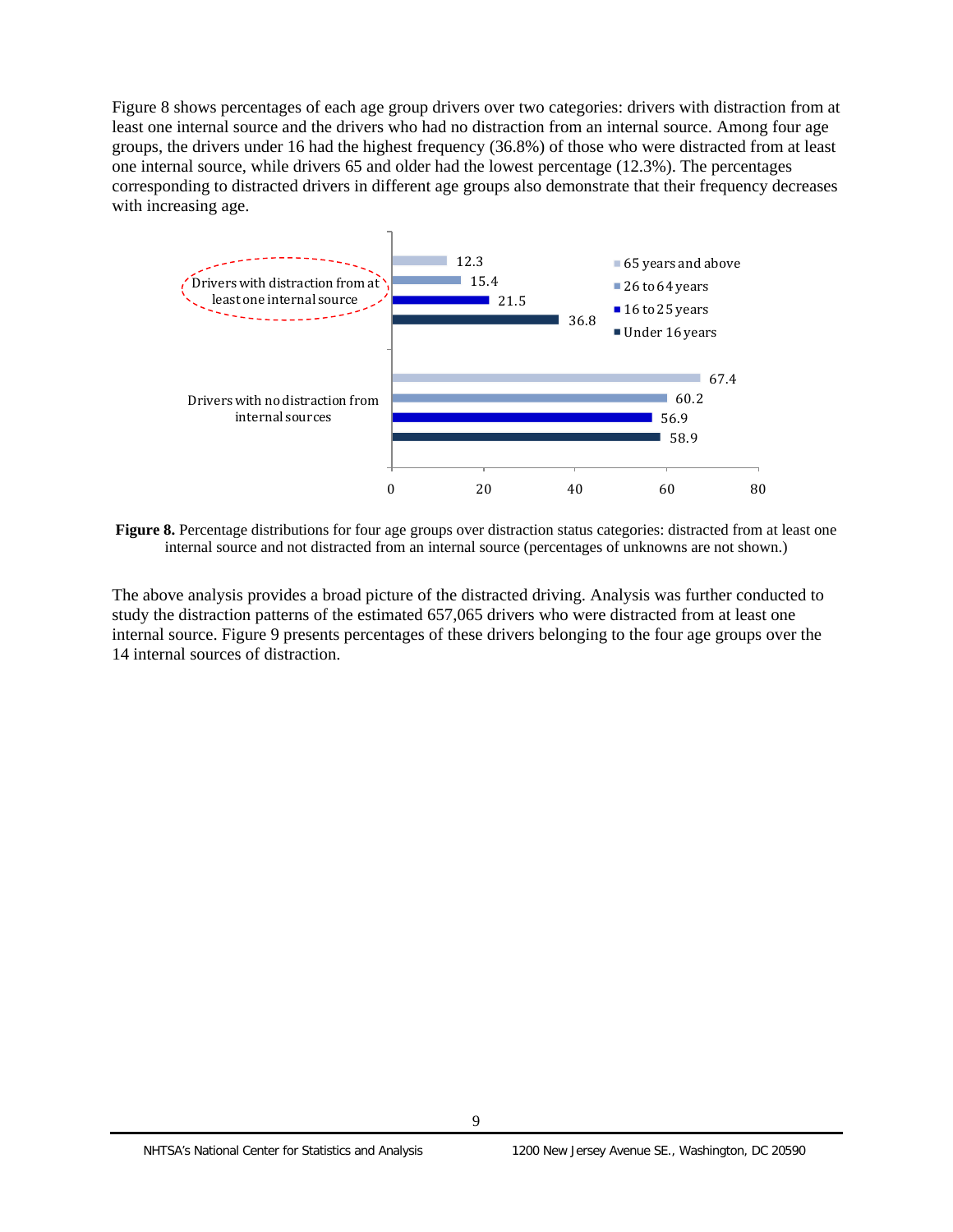Figure 8 shows percentages of each age group drivers over two categories: drivers with distraction from at least one internal source and the drivers who had no distraction from an internal source. Among four age groups, the drivers under 16 had the highest frequency (36.8%) of those who were distracted from at least one internal source, while drivers 65 and older had the lowest percentage (12.3%). The percentages corresponding to distracted drivers in different age groups also demonstrate that their frequency decreases with increasing age.

| | 65 years and above | 26 to 64 years | 16 to 25 years | Under 16 years |
|---|---|---|---|---|
| Drivers with distraction from at least one internal source | 12.3 | 15.4 | 21.5 | 36.8 |
| Drivers with no distraction from internal sources | 67.4 | 60.2 | 56.9 | 58.9 |

**Figure 8.** Percentage distributions for four age groups over distraction status categories: distracted from at least one internal source and not distracted from an internal source (percentages of unknowns are not shown.)

The above analysis provides a broad picture of the distracted driving. Analysis was further conducted to study the distraction patterns of the estimated 657,065 drivers who were distracted from at least one internal source. Figure 9 presents percentages of these drivers belonging to the four age groups over the 14 internal sources of distraction.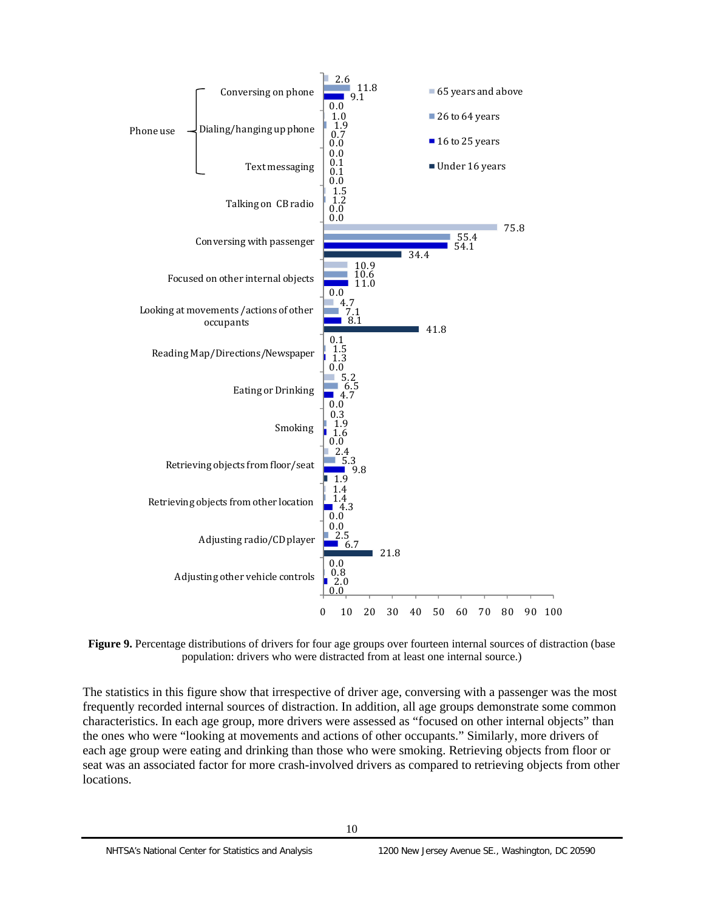| Internal source of distraction | 65 years and above | 26 to 64 years | 16 to 25 years | Under 16 years |
|---|---|---|---|---|
| Phone use: Conversing on phone | 2.6 | 11.8 | 9.1 | 0.0 |
| Phone use: Dialing/hanging up phone | 1.0 | 1.9 | 0.7 | 0.0 |
| Phone use: Text messaging | 0.0 | 0.1 | 0.1 | 0.0 |
| Talking on CB radio | 1.5 | 1.2 | 0.0 | 0.0 |
| Conversing with passenger | 75.8 | 55.4 | 54.1 | 34.4 |
| Focused on other internal objects | 10.9 | 10.6 | 11.0 | 0.0 |
| Looking at movements /actions of other occupants | 4.7 | 7.1 | 8.1 | 41.8 |
| Reading Map/Directions/Newspaper | 0.1 | 1.5 | 1.3 | 0.0 |
| Eating or Drinking | 5.2 | 6.5 | 4.7 | 0.0 |
| Smoking | 0.3 | 1.9 | 1.6 | 0.0 |
| Retrieving objects from floor/seat | 2.4 | 5.3 | 9.8 | 1.9 |
| Retrieving objects from other location | 1.4 | 1.4 | 4.3 | 0.0 |
| Adjusting radio/CD player | 0.0 | 2.5 | 6.7 | 21.8 |
| Adjusting other vehicle controls | 0.0 | 0.8 | 2.0 | 0.0 |

**Figure 9.** Percentage distributions of drivers for four age groups over fourteen internal sources of distraction (base population: drivers who were distracted from at least one internal source.)

The statistics in this figure show that irrespective of driver age, conversing with a passenger was the most frequently recorded internal sources of distraction. In addition, all age groups demonstrate some common characteristics. In each age group, more drivers were assessed as "focused on other internal objects" than the ones who were "looking at movements and actions of other occupants." Similarly, more drivers of each age group were eating and drinking than those who were smoking. Retrieving objects from floor or seat was an associated factor for more crash-involved drivers as compared to retrieving objects from other locations.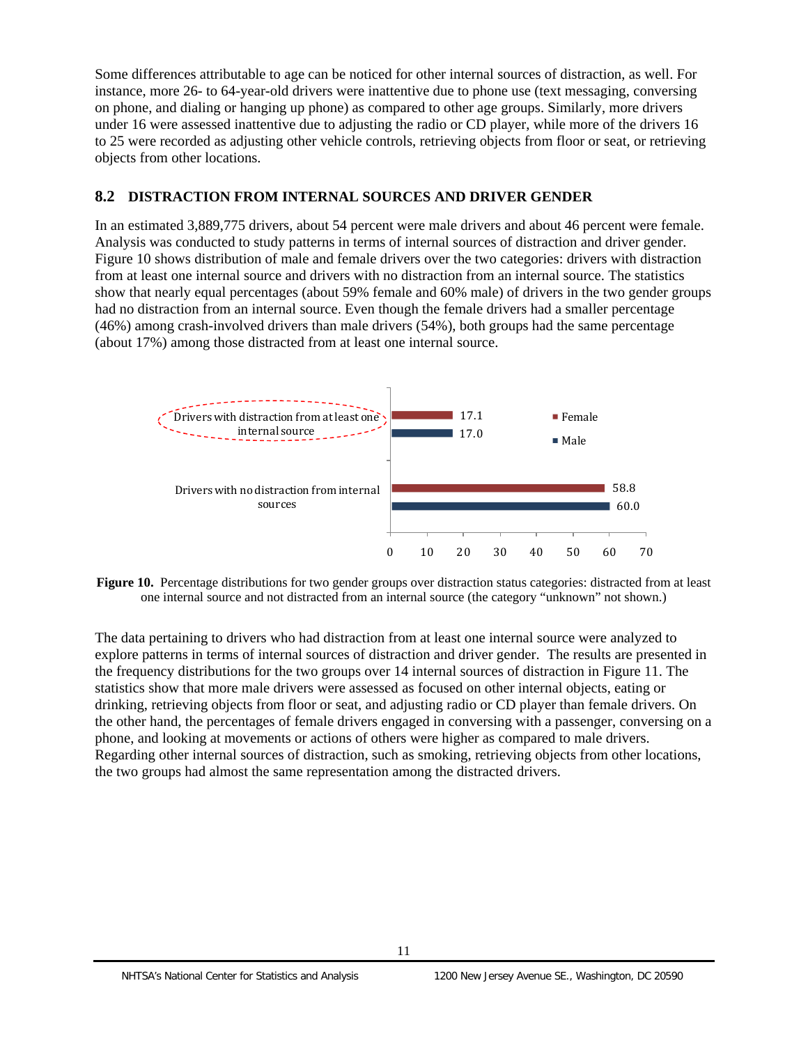Some differences attributable to age can be noticed for other internal sources of distraction, as well. For instance, more 26- to 64-year-old drivers were inattentive due to phone use (text messaging, conversing on phone, and dialing or hanging up phone) as compared to other age groups. Similarly, more drivers under 16 were assessed inattentive due to adjusting the radio or CD player, while more of the drivers 16 to 25 were recorded as adjusting other vehicle controls, retrieving objects from floor or seat, or retrieving objects from other locations.

## 8.2 DISTRACTION FROM INTERNAL SOURCES AND DRIVER GENDER

In an estimated 3,889,775 drivers, about 54 percent were male drivers and about 46 percent were female. Analysis was conducted to study patterns in terms of internal sources of distraction and driver gender. Figure 10 shows distribution of male and female drivers over the two categories: drivers with distraction from at least one internal source and drivers with no distraction from an internal source. The statistics show that nearly equal percentages (about 59% female and 60% male) of drivers in the two gender groups had no distraction from an internal source. Even though the female drivers had a smaller percentage (46%) among crash-involved drivers than male drivers (54%), both groups had the same percentage (about 17%) among those distracted from at least one internal source.

| | Female | Male |
|---|---|---|
| Drivers with distraction from at least one internal source | 17.1 | 17.0 |
| Drivers with no distraction from internal sources | 58.8 | 60.0 |

**Figure 10.** Percentage distributions for two gender groups over distraction status categories: distracted from at least one internal source and not distracted from an internal source (the category "unknown" not shown.)

The data pertaining to drivers who had distraction from at least one internal source were analyzed to explore patterns in terms of internal sources of distraction and driver gender. The results are presented in the frequency distributions for the two groups over 14 internal sources of distraction in Figure 11. The statistics show that more male drivers were assessed as focused on other internal objects, eating or drinking, retrieving objects from floor or seat, and adjusting radio or CD player than female drivers. On the other hand, the percentages of female drivers engaged in conversing with a passenger, conversing on a phone, and looking at movements or actions of others were higher as compared to male drivers. Regarding other internal sources of distraction, such as smoking, retrieving objects from other locations, the two groups had almost the same representation among the distracted drivers.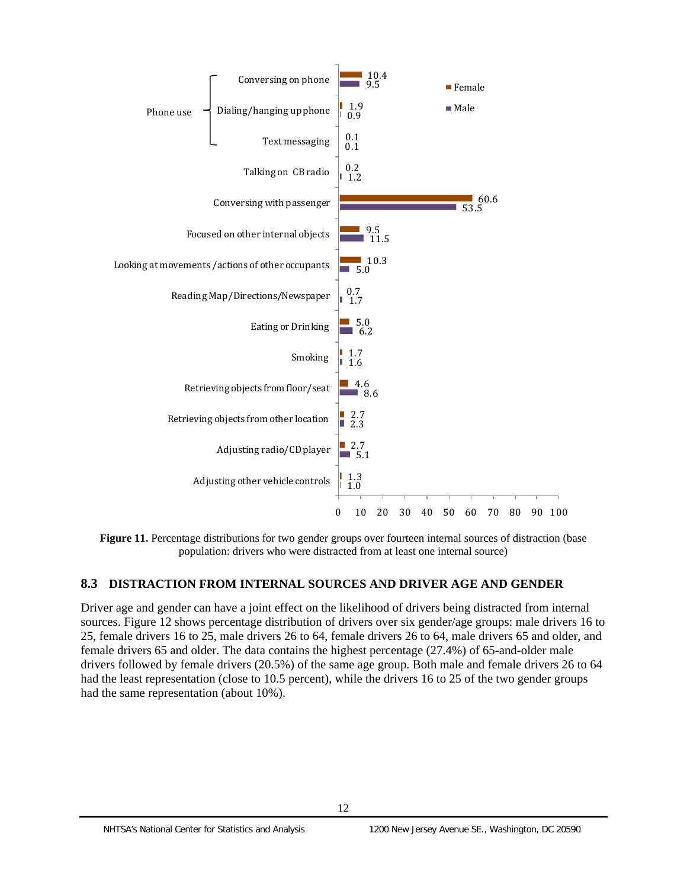| Source of distraction | Female | Male |
|---|---|---|
| Phone use: Conversing on phone | 10.4 | 9.5 |
| Phone use: Dialing/hanging up phone | 1.9 | 0.9 |
| Phone use: Text messaging | 0.1 | 0.1 |
| Talking on CB radio | 0.2 | 1.2 |
| Conversing with passenger | 60.6 | 53.5 |
| Focused on other internal objects | 9.5 | 11.5 |
| Looking at movements /actions of other occupants | 10.3 | 5.0 |
| Reading Map/Directions/Newspaper | 0.7 | 1.7 |
| Eating or Drinking | 5.0 | 6.2 |
| Smoking | 1.7 | 1.6 |
| Retrieving objects from floor/seat | 4.6 | 8.6 |
| Retrieving objects from other location | 2.7 | 2.3 |
| Adjusting radio/CD player | 2.7 | 5.1 |
| Adjusting other vehicle controls | 1.3 | 1.0 |

**Figure 11.** Percentage distributions for two gender groups over fourteen internal sources of distraction (base population: drivers who were distracted from at least one internal source)

## 8.3 DISTRACTION FROM INTERNAL SOURCES AND DRIVER AGE AND GENDER

Driver age and gender can have a joint effect on the likelihood of drivers being distracted from internal sources. Figure 12 shows percentage distribution of drivers over six gender/age groups: male drivers 16 to 25, female drivers 16 to 25, male drivers 26 to 64, female drivers 26 to 64, male drivers 65 and older, and female drivers 65 and older. The data contains the highest percentage (27.4%) of 65-and-older male drivers followed by female drivers (20.5%) of the same age group. Both male and female drivers 26 to 64 had the least representation (close to 10.5 percent), while the drivers 16 to 25 of the two gender groups had the same representation (about 10%).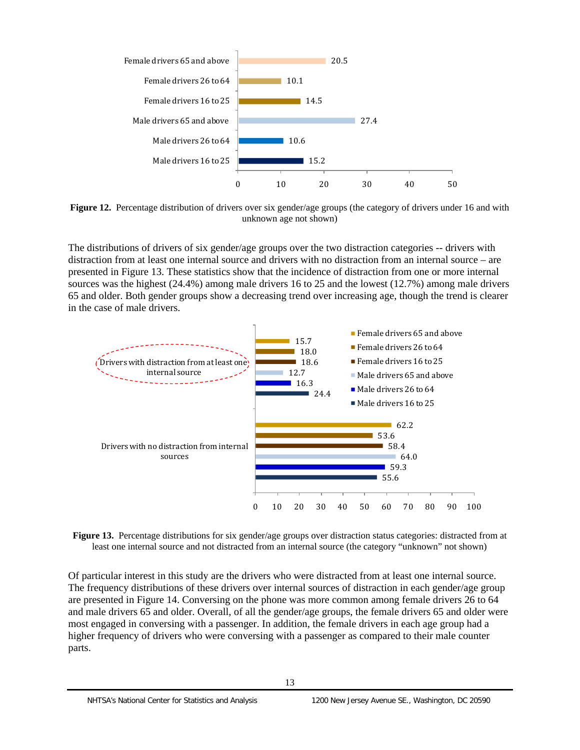| Group | Percent |
|---|---|
| Female drivers 65 and above | 20.5 |
| Female drivers 26 to 64 | 10.1 |
| Female drivers 16 to 25 | 14.5 |
| Male drivers 65 and above | 27.4 |
| Male drivers 26 to 64 | 10.6 |
| Male drivers 16 to 25 | 15.2 |

**Figure 12.** Percentage distribution of drivers over six gender/age groups (the category of drivers under 16 and with unknown age not shown)

The distributions of drivers of six gender/age groups over the two distraction categories -- drivers with distraction from at least one internal source and drivers with no distraction from an internal source – are presented in Figure 13. These statistics show that the incidence of distraction from one or more internal sources was the highest (24.4%) among male drivers 16 to 25 and the lowest (12.7%) among male drivers 65 and older. Both gender groups show a decreasing trend over increasing age, though the trend is clearer in the case of male drivers.

| Group | Drivers with distraction from at least one internal source | Drivers with no distraction from internal sources |
|---|---|---|
| Female drivers 65 and above | 15.7 | 62.2 |
| Female drivers 26 to 64 | 18.0 | 53.6 |
| Female drivers 16 to 25 | 18.6 | 58.4 |
| Male drivers 65 and above | 12.7 | 64.0 |
| Male drivers 26 to 64 | 16.3 | 59.3 |
| Male drivers 16 to 25 | 24.4 | 55.6 |

**Figure 13.** Percentage distributions for six gender/age groups over distraction status categories: distracted from at least one internal source and not distracted from an internal source (the category "unknown" not shown)

Of particular interest in this study are the drivers who were distracted from at least one internal source. The frequency distributions of these drivers over internal sources of distraction in each gender/age group are presented in Figure 14. Conversing on the phone was more common among female drivers 26 to 64 and male drivers 65 and older. Overall, of all the gender/age groups, the female drivers 65 and older were most engaged in conversing with a passenger. In addition, the female drivers in each age group had a higher frequency of drivers who were conversing with a passenger as compared to their male counter parts.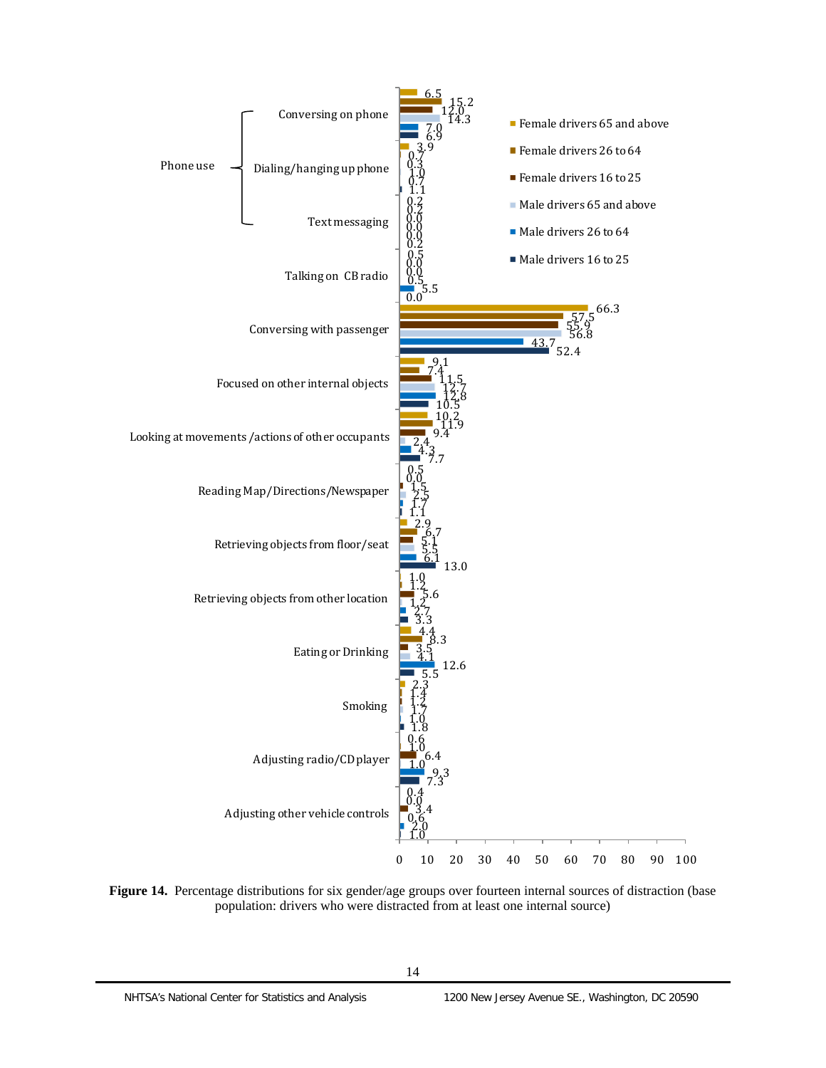| Source of distraction | Female drivers 65 and above | Female drivers 26 to 64 | Female drivers 16 to 25 | Male drivers 65 and above | Male drivers 26 to 64 | Male drivers 16 to 25 |
|---|---|---|---|---|---|---|
| Phone use: Conversing on phone | 6.5 | 15.2 | 12.0 | 14.3 | 7.0 | 6.9 |
| Phone use: Dialing/hanging up phone | 3.9 | 0.7 | 0.3 | 1.0 | 0.7 | 1.1 |
| Phone use: Text messaging | 0.2 | 0.2 | 0.0 | 0.0 | 0.0 | 0.2 |
| Talking on CB radio | 0.5 | 0.0 | 0.0 | 0.5 | 5.5 | 0.0 |
| Conversing with passenger | 66.3 | 57.5 | 55.9 | 56.8 | 43.7 | 52.4 |
| Focused on other internal objects | 9.1 | 7.4 | 11.5 | 12.7 | 12.8 | 10.5 |
| Looking at movements /actions of other occupants | 10.2 | 11.9 | 9.4 | 2.4 | 4.3 | 7.7 |
| Reading Map/Directions/Newspaper | 0.5 | 0.0 | 1.5 | 2.5 | 1.7 | 1.1 |
| Retrieving objects from floor/seat | 2.9 | 6.7 | 5.1 | 5.5 | 6.1 | 13.0 |
| Retrieving objects from other location | 1.0 | 1.2 | 5.6 | 1.2 | 2.7 | 3.3 |
| Eating or Drinking | 4.4 | 8.3 | 3.5 | 4.1 | 12.6 | 5.5 |
| Smoking | 2.3 | 1.4 | 1.2 | 1.7 | 1.0 | 1.8 |
| Adjusting radio/CD player | 0.6 | 1.0 | 6.4 | 1.0 | 9.3 | 7.3 |
| Adjusting other vehicle controls | 0.4 | 0.0 | 3.4 | 0.6 | 2.0 | 1.0 |

**Figure 14.** Percentage distributions for six gender/age groups over fourteen internal sources of distraction (base population: drivers who were distracted from at least one internal source)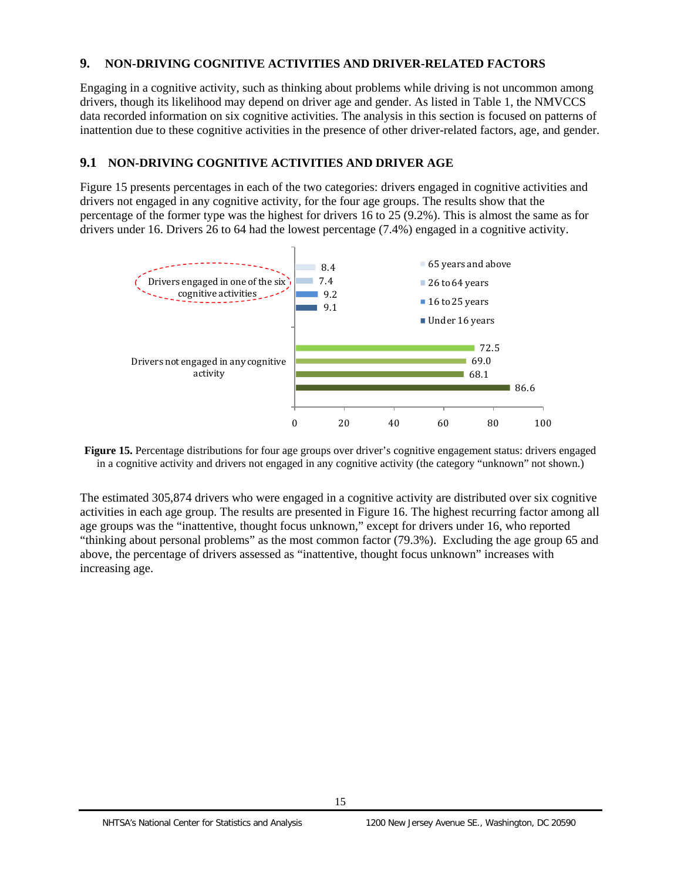## 9. NON-DRIVING COGNITIVE ACTIVITIES AND DRIVER-RELATED FACTORS

Engaging in a cognitive activity, such as thinking about problems while driving is not uncommon among drivers, though its likelihood may depend on driver age and gender. As listed in Table 1, the NMVCCS data recorded information on six cognitive activities. The analysis in this section is focused on patterns of inattention due to these cognitive activities in the presence of other driver-related factors, age, and gender.

### 9.1 NON-DRIVING COGNITIVE ACTIVITIES AND DRIVER AGE

Figure 15 presents percentages in each of the two categories: drivers engaged in cognitive activities and drivers not engaged in any cognitive activity, for the four age groups. The results show that the percentage of the former type was the highest for drivers 16 to 25 (9.2%). This is almost the same as for drivers under 16. Drivers 26 to 64 had the lowest percentage (7.4%) engaged in a cognitive activity.

| | 65 years and above | 26 to 64 years | 16 to 25 years | Under 16 years |
|---|---|---|---|---|
| Drivers engaged in one of the six cognitive activities | 8.4 | 7.4 | 9.2 | 9.1 |
| Drivers not engaged in any cognitive activity | 72.5 | 69.0 | 68.1 | 86.6 |

**Figure 15.** Percentage distributions for four age groups over driver's cognitive engagement status: drivers engaged in a cognitive activity and drivers not engaged in any cognitive activity (the category "unknown" not shown.)

The estimated 305,874 drivers who were engaged in a cognitive activity are distributed over six cognitive activities in each age group. The results are presented in Figure 16. The highest recurring factor among all age groups was the "inattentive, thought focus unknown," except for drivers under 16, who reported "thinking about personal problems" as the most common factor (79.3%). Excluding the age group 65 and above, the percentage of drivers assessed as "inattentive, thought focus unknown" increases with increasing age.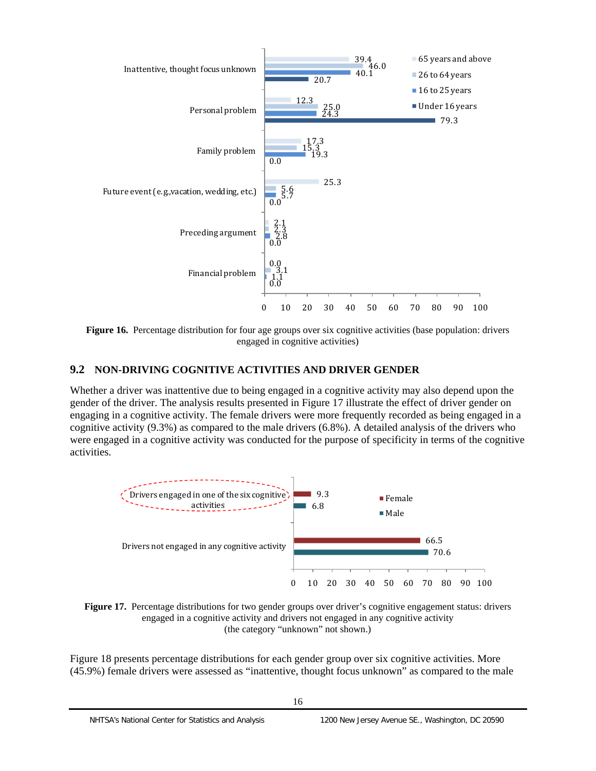Inattentive, thought focus unknown: 65 years and above 39.4; 26 to 64 years 46.0; 16 to 25 years 40.1; Under 16 years 20.7

Personal problem: 65 years and above 12.3; 26 to 64 years 25.0; 16 to 25 years 24.3; Under 16 years 79.3

Family problem: 65 years and above 17.3; 26 to 64 years 15.3; 16 to 25 years 19.3; Under 16 years 0.0

Future event (e.g.,vacation, wedding, etc.): 65 years and above 25.3; 26 to 64 years 5.6; 16 to 25 years 5.7; Under 16 years 0.0

Preceding argument: 65 years and above 2.1; 26 to 64 years 2.3; 16 to 25 years 2.8; Under 16 years 0.0

Financial problem: 65 years and above 0.0; 26 to 64 years 3.1; 16 to 25 years 1.1; Under 16 years 0.0

**Figure 16.** Percentage distribution for four age groups over six cognitive activities (base population: drivers engaged in cognitive activities)

## 9.2 NON-DRIVING COGNITIVE ACTIVITIES AND DRIVER GENDER

Whether a driver was inattentive due to being engaged in a cognitive activity may also depend upon the gender of the driver. The analysis results presented in Figure 17 illustrate the effect of driver gender on engaging in a cognitive activity. The female drivers were more frequently recorded as being engaged in a cognitive activity (9.3%) as compared to the male drivers (6.8%). A detailed analysis of the drivers who were engaged in a cognitive activity was conducted for the purpose of specificity in terms of the cognitive activities.

Drivers engaged in one of the six cognitive activities: Female 9.3; Male 6.8

Drivers not engaged in any cognitive activity: Female 66.5; Male 70.6

**Figure 17.** Percentage distributions for two gender groups over driver's cognitive engagement status: drivers engaged in a cognitive activity and drivers not engaged in any cognitive activity (the category "unknown" not shown.)

Figure 18 presents percentage distributions for each gender group over six cognitive activities. More (45.9%) female drivers were assessed as "inattentive, thought focus unknown" as compared to the male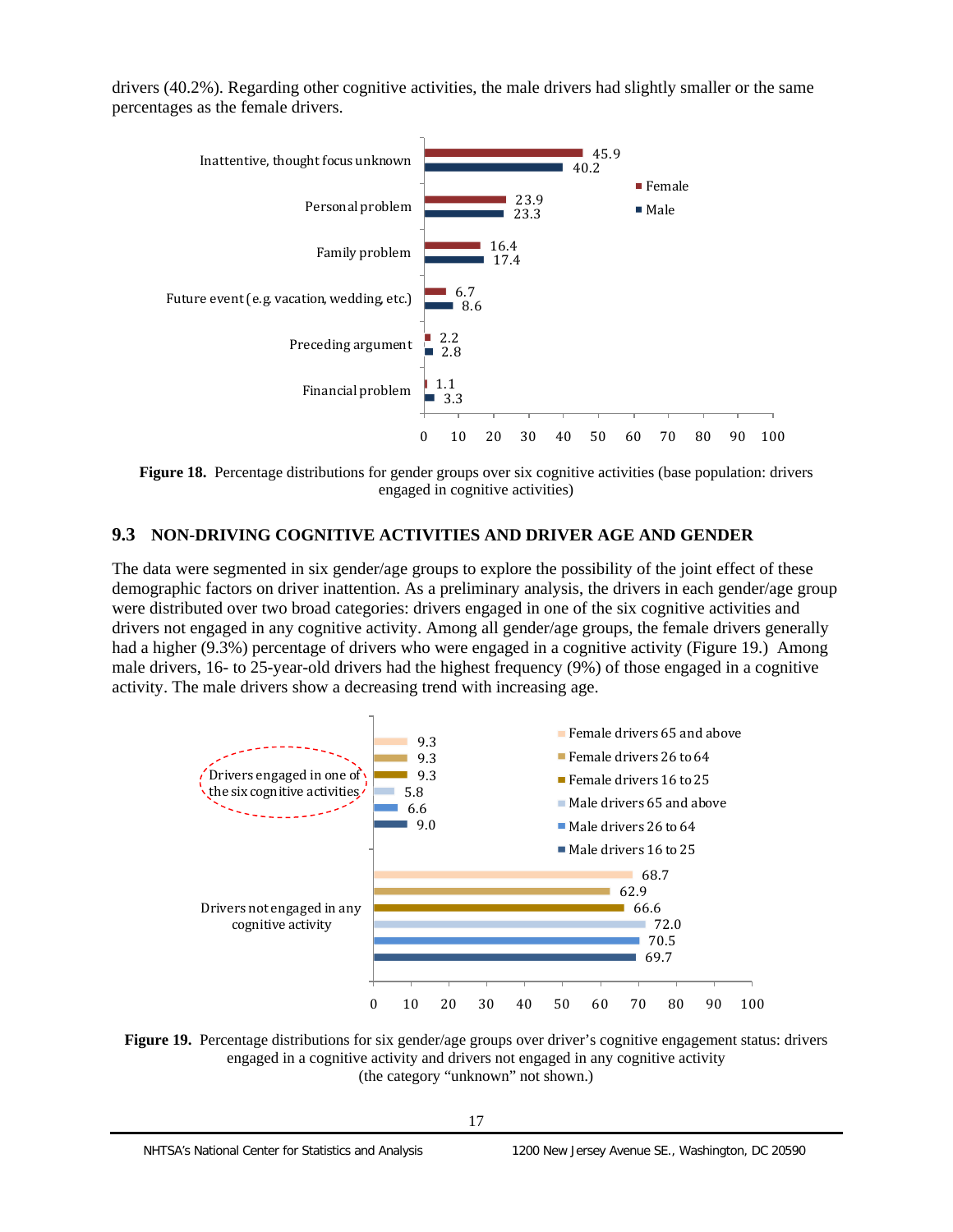drivers (40.2%). Regarding other cognitive activities, the male drivers had slightly smaller or the same percentages as the female drivers.

| Cognitive activity | Female | Male |
|---|---|---|
| Inattentive, thought focus unknown | 45.9 | 40.2 |
| Personal problem | 23.9 | 23.3 |
| Family problem | 16.4 | 17.4 |
| Future event (e.g. vacation, wedding, etc.) | 6.7 | 8.6 |
| Preceding argument | 2.2 | 2.8 |
| Financial problem | 1.1 | 3.3 |

**Figure 18.** Percentage distributions for gender groups over six cognitive activities (base population: drivers engaged in cognitive activities)

## 9.3 NON-DRIVING COGNITIVE ACTIVITIES AND DRIVER AGE AND GENDER

The data were segmented in six gender/age groups to explore the possibility of the joint effect of these demographic factors on driver inattention. As a preliminary analysis, the drivers in each gender/age group were distributed over two broad categories: drivers engaged in one of the six cognitive activities and drivers not engaged in any cognitive activity. Among all gender/age groups, the female drivers generally had a higher (9.3%) percentage of drivers who were engaged in a cognitive activity (Figure 19.) Among male drivers, 16- to 25-year-old drivers had the highest frequency (9%) of those engaged in a cognitive activity. The male drivers show a decreasing trend with increasing age.

| Gender/age group | Drivers engaged in one of the six cognitive activities | Drivers not engaged in any cognitive activity |
|---|---|---|
| Female drivers 65 and above | 9.3 | 68.7 |
| Female drivers 26 to 64 | 9.3 | 62.9 |
| Female drivers 16 to 25 | 9.3 | 66.6 |
| Male drivers 65 and above | 5.8 | 72.0 |
| Male drivers 26 to 64 | 6.6 | 70.5 |
| Male drivers 16 to 25 | 9.0 | 69.7 |

**Figure 19.** Percentage distributions for six gender/age groups over driver's cognitive engagement status: drivers engaged in a cognitive activity and drivers not engaged in any cognitive activity (the category "unknown" not shown.)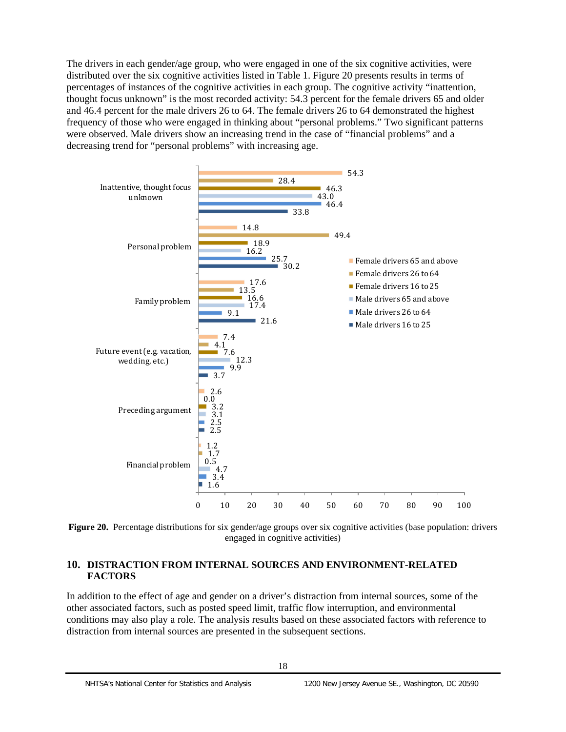The drivers in each gender/age group, who were engaged in one of the six cognitive activities, were distributed over the six cognitive activities listed in Table 1. Figure 20 presents results in terms of percentages of instances of the cognitive activities in each group. The cognitive activity "inattention, thought focus unknown" is the most recorded activity: 54.3 percent for the female drivers 65 and older and 46.4 percent for the male drivers 26 to 64. The female drivers 26 to 64 demonstrated the highest frequency of those who were engaged in thinking about "personal problems." Two significant patterns were observed. Male drivers show an increasing trend in the case of "financial problems" and a decreasing trend for "personal problems" with increasing age.

| Cognitive activity | Female drivers 65 and above | Female drivers 26 to 64 | Female drivers 16 to 25 | Male drivers 65 and above | Male drivers 26 to 64 | Male drivers 16 to 25 |
|---|---|---|---|---|---|---|
| Inattentive, thought focus unknown | 54.3 | 28.4 | 46.3 | 43.0 | 46.4 | 33.8 |
| Personal problem | 14.8 | 49.4 | 18.9 | 16.2 | 25.7 | 30.2 |
| Family problem | 17.6 | 13.5 | 16.6 | 17.4 | 9.1 | 21.6 |
| Future event (e.g. vacation, wedding, etc.) | 7.4 | 4.1 | 7.6 | 12.3 | 9.9 | 3.7 |
| Preceding argument | 2.6 | 0.0 | 3.2 | 3.1 | 2.5 | 2.5 |
| Financial problem | 1.2 | 1.7 | 0.5 | 4.7 | 3.4 | 1.6 |

**Figure 20.** Percentage distributions for six gender/age groups over six cognitive activities (base population: drivers engaged in cognitive activities)

## 10. DISTRACTION FROM INTERNAL SOURCES AND ENVIRONMENT-RELATED FACTORS

In addition to the effect of age and gender on a driver's distraction from internal sources, some of the other associated factors, such as posted speed limit, traffic flow interruption, and environmental conditions may also play a role. The analysis results based on these associated factors with reference to distraction from internal sources are presented in the subsequent sections.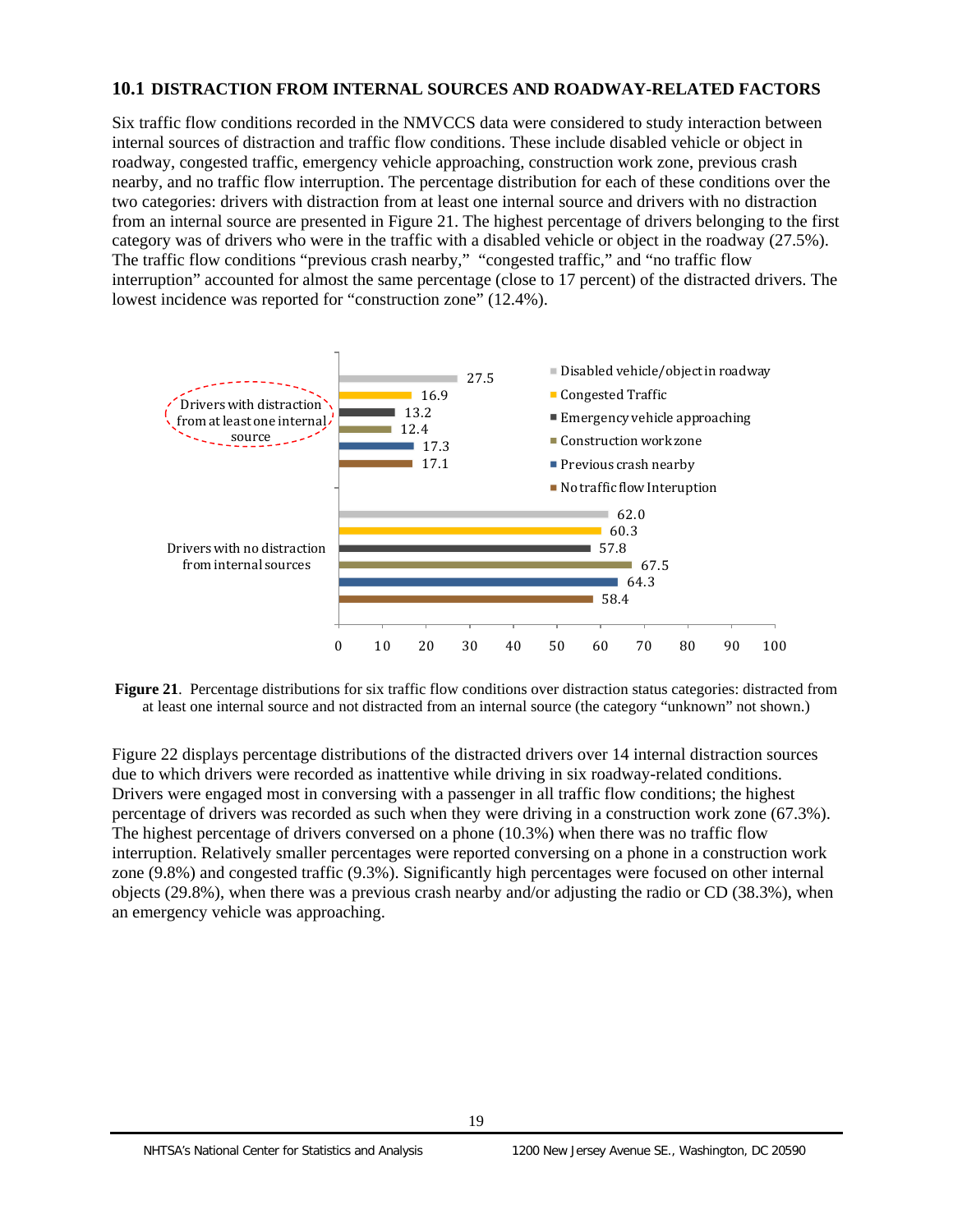### 10.1 DISTRACTION FROM INTERNAL SOURCES AND ROADWAY-RELATED FACTORS

Six traffic flow conditions recorded in the NMVCCS data were considered to study interaction between internal sources of distraction and traffic flow conditions. These include disabled vehicle or object in roadway, congested traffic, emergency vehicle approaching, construction work zone, previous crash nearby, and no traffic flow interruption. The percentage distribution for each of these conditions over the two categories: drivers with distraction from at least one internal source and drivers with no distraction from an internal source are presented in Figure 21. The highest percentage of drivers belonging to the first category was of drivers who were in the traffic with a disabled vehicle or object in the roadway (27.5%). The traffic flow conditions "previous crash nearby," "congested traffic," and "no traffic flow interruption" accounted for almost the same percentage (close to 17 percent) of the distracted drivers. The lowest incidence was reported for "construction zone" (12.4%).

| | Disabled vehicle/object in roadway | Congested Traffic | Emergency vehicle approaching | Construction work zone | Previous crash nearby | No traffic flow Interuption |
|---|---|---|---|---|---|---|
| Drivers with distraction from at least one internal source | 27.5 | 16.9 | 13.2 | 12.4 | 17.3 | 17.1 |
| Drivers with no distraction from internal sources | 62.0 | 60.3 | 57.8 | 67.5 | 64.3 | 58.4 |

**Figure 21**. Percentage distributions for six traffic flow conditions over distraction status categories: distracted from at least one internal source and not distracted from an internal source (the category "unknown" not shown.)

Figure 22 displays percentage distributions of the distracted drivers over 14 internal distraction sources due to which drivers were recorded as inattentive while driving in six roadway-related conditions. Drivers were engaged most in conversing with a passenger in all traffic flow conditions; the highest percentage of drivers was recorded as such when they were driving in a construction work zone (67.3%). The highest percentage of drivers conversed on a phone (10.3%) when there was no traffic flow interruption. Relatively smaller percentages were reported conversing on a phone in a construction work zone (9.8%) and congested traffic (9.3%). Significantly high percentages were focused on other internal objects (29.8%), when there was a previous crash nearby and/or adjusting the radio or CD (38.3%), when an emergency vehicle was approaching.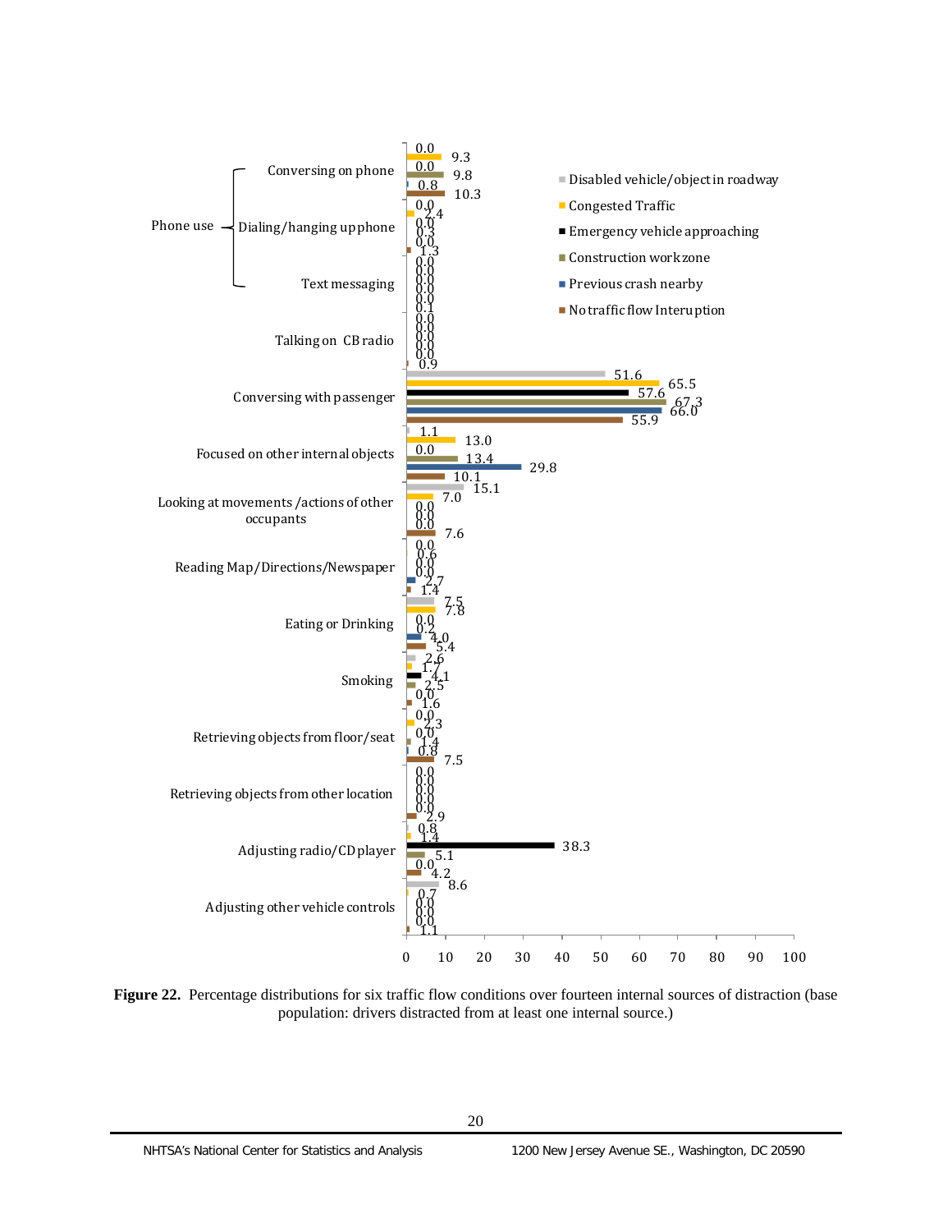| Internal source of distraction | Disabled vehicle/object in roadway | Congested Traffic | Emergency vehicle approaching | Construction work zone | Previous crash nearby | No traffic flow Interuption |
|---|---|---|---|---|---|---|
| Phone use: Conversing on phone | 0.0 | 9.3 | 0.0 | 9.8 | 0.8 | 10.3 |
| Phone use: Dialing/hanging up phone | 0.0 | 2.4 | 0.0 | 0.3 | 0.0 | 1.3 |
| Phone use: Text messaging | 0.0 | 0.0 | 0.0 | 0.0 | 0.0 | 0.1 |
| Talking on CB radio | 0.0 | 0.0 | 0.0 | 0.0 | 0.0 | 0.9 |
| Conversing with passenger | 51.6 | 65.5 | 57.6 | 67.3 | 66.0 | 55.9 |
| Focused on other internal objects | 1.1 | 13.0 | 0.0 | 13.4 | 29.8 | 10.1 |
| Looking at movements /actions of other occupants | 15.1 | 7.0 | 0.0 | 0.0 | 0.0 | 7.6 |
| Reading Map/Directions/Newspaper | 0.0 | 0.6 | 0.0 | 0.0 | 2.7 | 1.4 |
| Eating or Drinking | 7.5 | 7.8 | 0.0 | 0.2 | 4.0 | 5.4 |
| Smoking | 2.6 | 1.7 | 4.1 | 2.5 | 0.0 | 1.6 |
| Retrieving objects from floor/seat | 0.0 | 2.3 | 0.0 | 1.4 | 0.8 | 7.5 |
| Retrieving objects from other location | 0.0 | 0.0 | 0.0 | 0.0 | 0.0 | 2.9 |
| Adjusting radio/CD player | 0.8 | 1.4 | 38.3 | 5.1 | 0.0 | 4.2 |
| Adjusting other vehicle controls | 8.6 | 0.7 | 0.0 | 0.0 | 0.0 | 1.1 |

**Figure 22.** Percentage distributions for six traffic flow conditions over fourteen internal sources of distraction (base population: drivers distracted from at least one internal source.)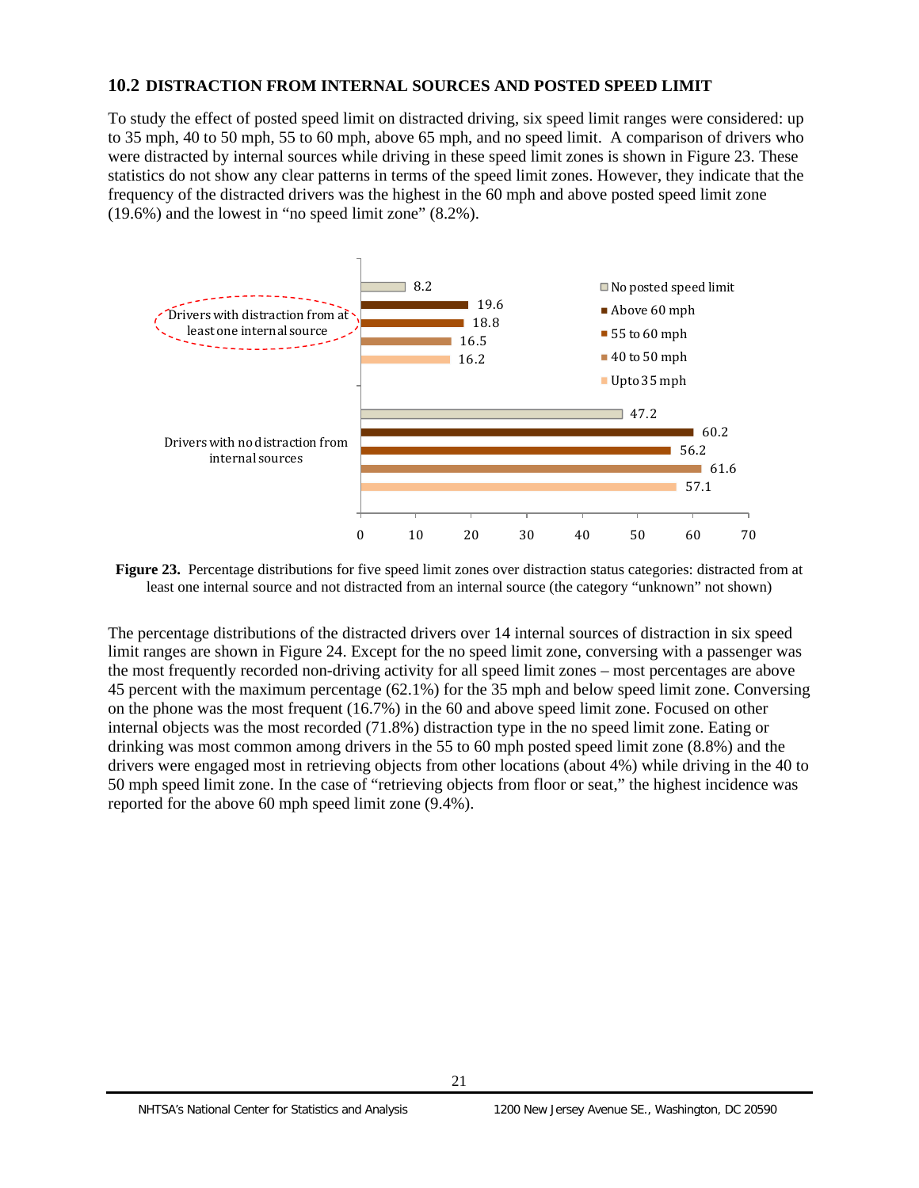## 10.2 DISTRACTION FROM INTERNAL SOURCES AND POSTED SPEED LIMIT

To study the effect of posted speed limit on distracted driving, six speed limit ranges were considered: up to 35 mph, 40 to 50 mph, 55 to 60 mph, above 65 mph, and no speed limit. A comparison of drivers who were distracted by internal sources while driving in these speed limit zones is shown in Figure 23. These statistics do not show any clear patterns in terms of the speed limit zones. However, they indicate that the frequency of the distracted drivers was the highest in the 60 mph and above posted speed limit zone (19.6%) and the lowest in "no speed limit zone" (8.2%).

| | No posted speed limit | Above 60 mph | 55 to 60 mph | 40 to 50 mph | Upto 35 mph |
|---|---|---|---|---|---|
| Drivers with distraction from at least one internal source | 8.2 | 19.6 | 18.8 | 16.5 | 16.2 |
| Drivers with no distraction from internal sources | 47.2 | 60.2 | 56.2 | 61.6 | 57.1 |

**Figure 23.** Percentage distributions for five speed limit zones over distraction status categories: distracted from at least one internal source and not distracted from an internal source (the category "unknown" not shown)

The percentage distributions of the distracted drivers over 14 internal sources of distraction in six speed limit ranges are shown in Figure 24. Except for the no speed limit zone, conversing with a passenger was the most frequently recorded non-driving activity for all speed limit zones – most percentages are above 45 percent with the maximum percentage (62.1%) for the 35 mph and below speed limit zone. Conversing on the phone was the most frequent (16.7%) in the 60 and above speed limit zone. Focused on other internal objects was the most recorded (71.8%) distraction type in the no speed limit zone. Eating or drinking was most common among drivers in the 55 to 60 mph posted speed limit zone (8.8%) and the drivers were engaged most in retrieving objects from other locations (about 4%) while driving in the 40 to 50 mph speed limit zone. In the case of "retrieving objects from floor or seat," the highest incidence was reported for the above 60 mph speed limit zone (9.4%).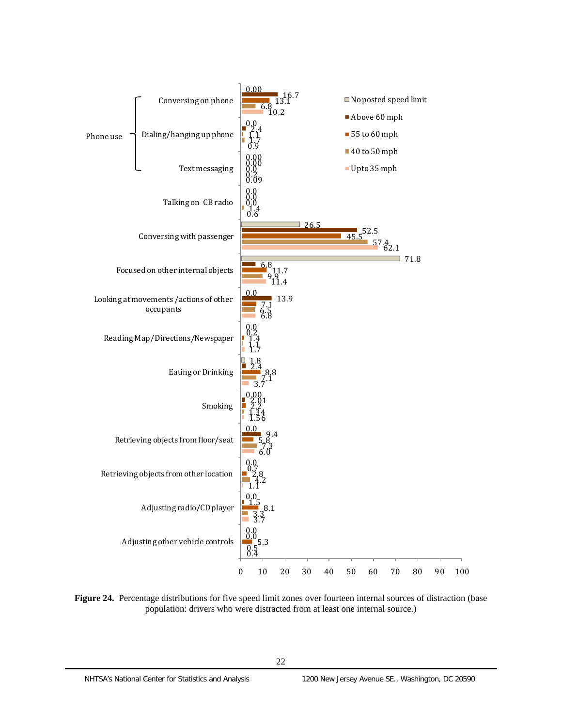| Internal source of distraction | | No posted speed limit | Above 60 mph | 55 to 60 mph | 40 to 50 mph | Upto 35 mph |
|---|---|---|---|---|---|---|
| Phone use | Conversing on phone | 0.00 | 16.7 | 13.1 | 6.8 | 10.2 |
| | Dialing/hanging up phone | 0.0 | 2.4 | 1.1 | 1.7 | 0.9 |
| | Text messaging | 0.00 | 0.00 | 0.0 | 0.2 | 0.09 |
| Talking on CB radio | | 0.0 | 0.0 | 0.0 | 1.4 | 0.6 |
| Conversing with passenger | | 26.5 | 52.5 | 45.5 | 57.4 | 62.1 |
| Focused on other internal objects | | 71.8 | 6.8 | 11.7 | 9.9 | 11.4 |
| Looking at movements /actions of other occupants | | 0.0 | 13.9 | 7.1 | 6.5 | 6.8 |
| Reading Map/Directions/Newspaper | | 0.0 | 0.2 | 1.4 | 1.1 | 1.7 |
| Eating or Drinking | | 1.8 | 2.4 | 8.8 | 7.1 | 3.7 |
| Smoking | | 0.00 | 2.01 | 2.2 | 1.34 | 1.56 |
| Retrieving objects from floor/seat | | 0.0 | 9.4 | 5.8 | 7.3 | 6.0 |
| Retrieving objects from other location | | 0.0 | 0.7 | 2.8 | 4.2 | 1.1 |
| Adjusting radio/CD player | | 0.0 | 1.5 | 8.1 | 3.3 | 3.7 |
| Adjusting other vehicle controls | | 0.0 | 0.0 | 5.3 | 0.5 | 0.4 |

**Figure 24.** Percentage distributions for five speed limit zones over fourteen internal sources of distraction (base population: drivers who were distracted from at least one internal source.)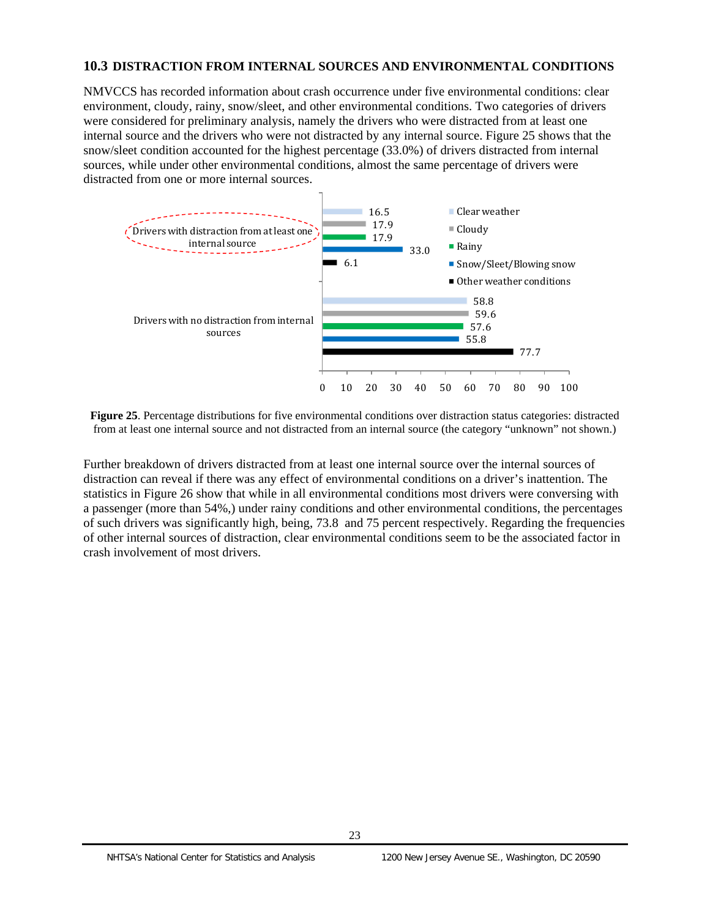### 10.3 DISTRACTION FROM INTERNAL SOURCES AND ENVIRONMENTAL CONDITIONS

NMVCCS has recorded information about crash occurrence under five environmental conditions: clear environment, cloudy, rainy, snow/sleet, and other environmental conditions. Two categories of drivers were considered for preliminary analysis, namely the drivers who were distracted from at least one internal source and the drivers who were not distracted by any internal source. Figure 25 shows that the snow/sleet condition accounted for the highest percentage (33.0%) of drivers distracted from internal sources, while under other environmental conditions, almost the same percentage of drivers were distracted from one or more internal sources.

| | Clear weather | Cloudy | Rainy | Snow/Sleet/Blowing snow | Other weather conditions |
|---|---|---|---|---|---|
| Drivers with distraction from at least one internal source | 16.5 | 17.9 | 17.9 | 33.0 | 6.1 |
| Drivers with no distraction from internal sources | 58.8 | 59.6 | 57.6 | 55.8 | 77.7 |

**Figure 25**. Percentage distributions for five environmental conditions over distraction status categories: distracted from at least one internal source and not distracted from an internal source (the category "unknown" not shown.)

Further breakdown of drivers distracted from at least one internal source over the internal sources of distraction can reveal if there was any effect of environmental conditions on a driver's inattention. The statistics in Figure 26 show that while in all environmental conditions most drivers were conversing with a passenger (more than 54%,) under rainy conditions and other environmental conditions, the percentages of such drivers was significantly high, being, 73.8 and 75 percent respectively. Regarding the frequencies of other internal sources of distraction, clear environmental conditions seem to be the associated factor in crash involvement of most drivers.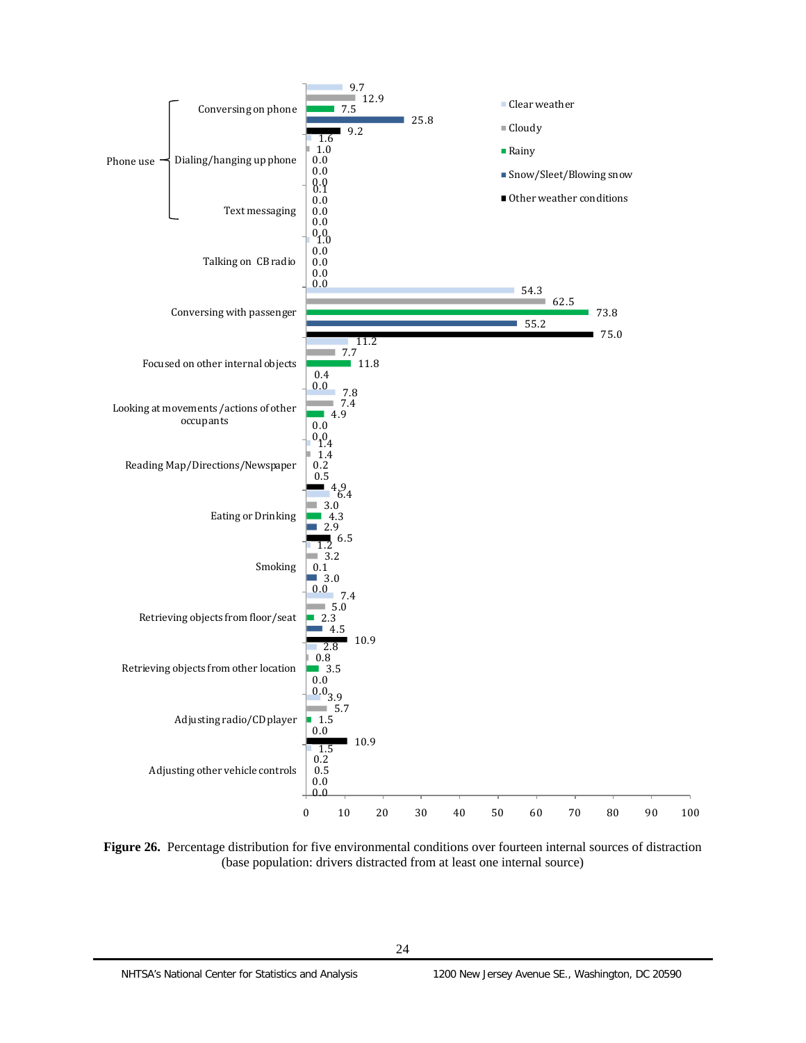| Internal source of distraction | Clear weather | Cloudy | Rainy | Snow/Sleet/Blowing snow | Other weather conditions |
|---|---|---|---|---|---|
| Phone use – Conversing on phone | 9.7 | 12.9 | 7.5 | 25.8 | 9.2 |
| Phone use – Dialing/hanging up phone | 1.6 | 1.0 | 0.0 | 0.0 | 0.0 |
| Phone use – Text messaging | 0.1 | 0.0 | 0.0 | 0.0 | 0.0 |
| Talking on CB radio | 1.0 | 0.0 | 0.0 | 0.0 | 0.0 |
| Conversing with passenger | 54.3 | 62.5 | 73.8 | 55.2 | 75.0 |
| Focused on other internal objects | 11.2 | 7.7 | 11.8 | 0.4 | 0.0 |
| Looking at movements /actions of other occupants | 7.8 | 7.4 | 4.9 | 0.0 | 0.0 |
| Reading Map/Directions/Newspaper | 1.4 | 1.4 | 0.2 | 0.5 | 4.9 |
| Eating or Drinking | 6.4 | 3.0 | 4.3 | 2.9 | 6.5 |
| Smoking | 1.2 | 3.2 | 0.1 | 3.0 | 0.0 |
| Retrieving objects from floor/seat | 7.4 | 5.0 | 2.3 | 4.5 | 10.9 |
| Retrieving objects from other location | 2.8 | 0.8 | 3.5 | 0.0 | 0.0 |
| Adjusting radio/CD player | 3.9 | 5.7 | 1.5 | 0.0 | 10.9 |
| Adjusting other vehicle controls | 1.5 | 0.2 | 0.5 | 0.0 | 0.0 |

**Figure 26.** Percentage distribution for five environmental conditions over fourteen internal sources of distraction (base population: drivers distracted from at least one internal source)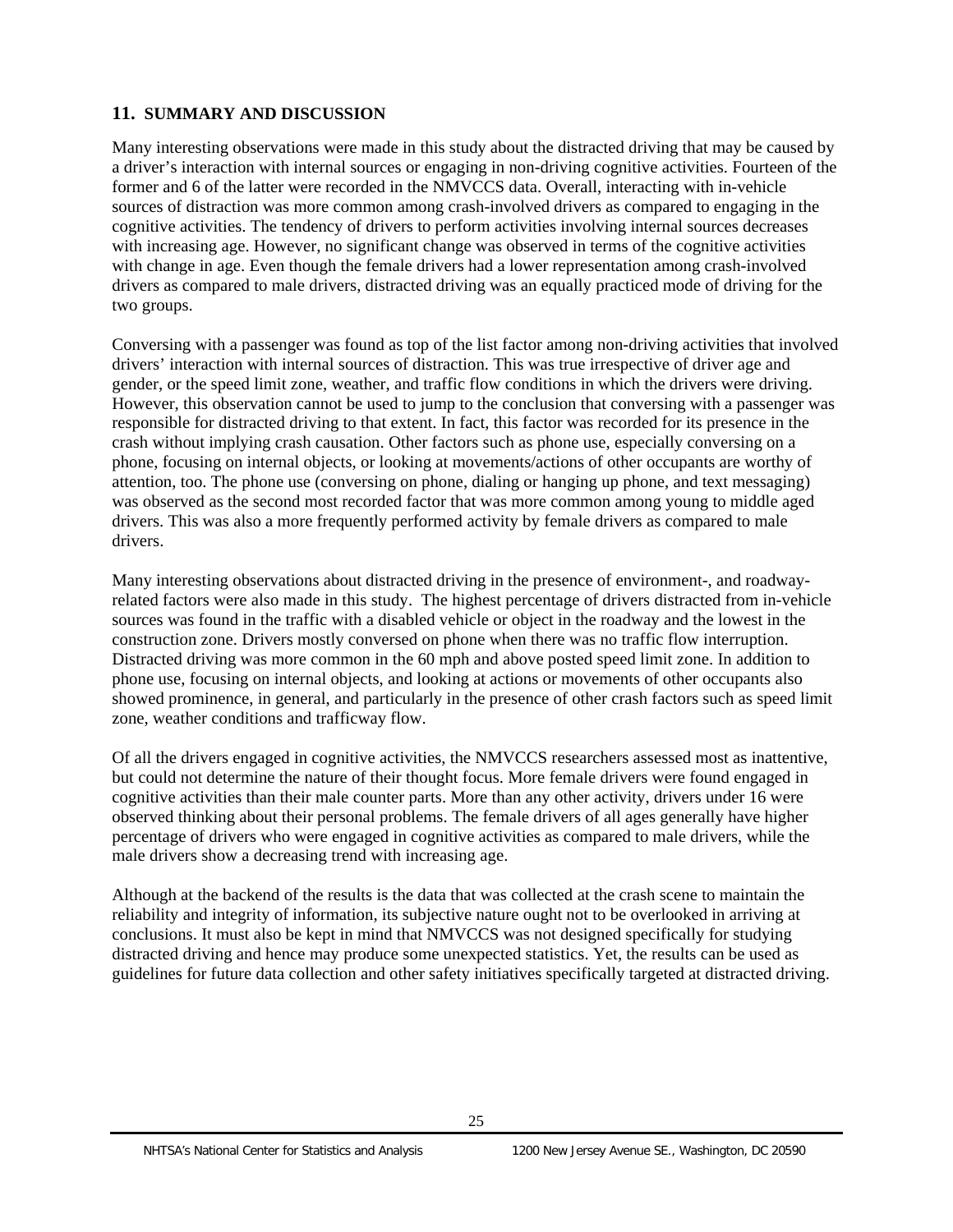## 11. SUMMARY AND DISCUSSION

Many interesting observations were made in this study about the distracted driving that may be caused by a driver's interaction with internal sources or engaging in non-driving cognitive activities. Fourteen of the former and 6 of the latter were recorded in the NMVCCS data. Overall, interacting with in-vehicle sources of distraction was more common among crash-involved drivers as compared to engaging in the cognitive activities. The tendency of drivers to perform activities involving internal sources decreases with increasing age. However, no significant change was observed in terms of the cognitive activities with change in age. Even though the female drivers had a lower representation among crash-involved drivers as compared to male drivers, distracted driving was an equally practiced mode of driving for the two groups.

Conversing with a passenger was found as top of the list factor among non-driving activities that involved drivers' interaction with internal sources of distraction. This was true irrespective of driver age and gender, or the speed limit zone, weather, and traffic flow conditions in which the drivers were driving. However, this observation cannot be used to jump to the conclusion that conversing with a passenger was responsible for distracted driving to that extent. In fact, this factor was recorded for its presence in the crash without implying crash causation. Other factors such as phone use, especially conversing on a phone, focusing on internal objects, or looking at movements/actions of other occupants are worthy of attention, too. The phone use (conversing on phone, dialing or hanging up phone, and text messaging) was observed as the second most recorded factor that was more common among young to middle aged drivers. This was also a more frequently performed activity by female drivers as compared to male drivers.

Many interesting observations about distracted driving in the presence of environment-, and roadway-related factors were also made in this study. The highest percentage of drivers distracted from in-vehicle sources was found in the traffic with a disabled vehicle or object in the roadway and the lowest in the construction zone. Drivers mostly conversed on phone when there was no traffic flow interruption. Distracted driving was more common in the 60 mph and above posted speed limit zone. In addition to phone use, focusing on internal objects, and looking at actions or movements of other occupants also showed prominence, in general, and particularly in the presence of other crash factors such as speed limit zone, weather conditions and trafficway flow.

Of all the drivers engaged in cognitive activities, the NMVCCS researchers assessed most as inattentive, but could not determine the nature of their thought focus. More female drivers were found engaged in cognitive activities than their male counter parts. More than any other activity, drivers under 16 were observed thinking about their personal problems. The female drivers of all ages generally have higher percentage of drivers who were engaged in cognitive activities as compared to male drivers, while the male drivers show a decreasing trend with increasing age.

Although at the backend of the results is the data that was collected at the crash scene to maintain the reliability and integrity of information, its subjective nature ought not to be overlooked in arriving at conclusions. It must also be kept in mind that NMVCCS was not designed specifically for studying distracted driving and hence may produce some unexpected statistics. Yet, the results can be used as guidelines for future data collection and other safety initiatives specifically targeted at distracted driving.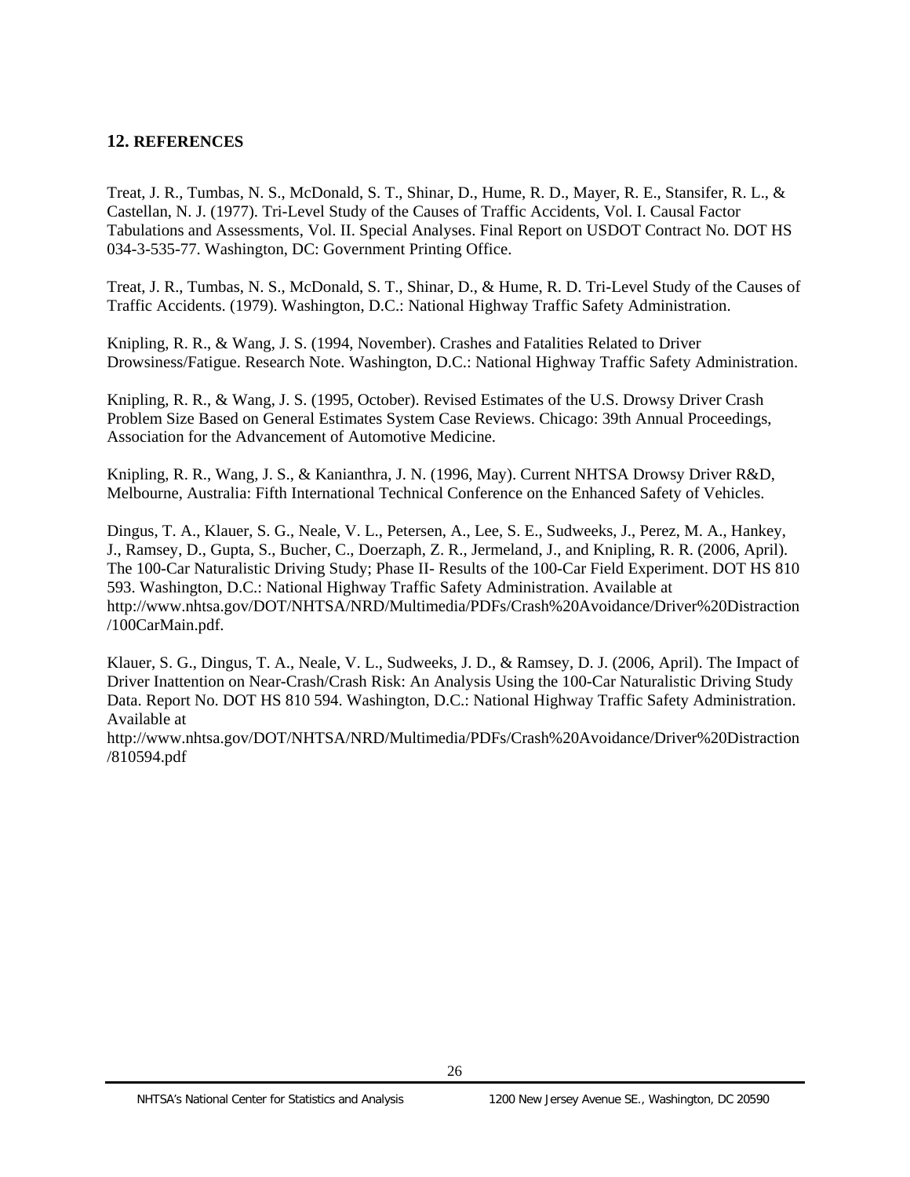## 12. REFERENCES

Treat, J. R., Tumbas, N. S., McDonald, S. T., Shinar, D., Hume, R. D., Mayer, R. E., Stansifer, R. L., & Castellan, N. J. (1977). Tri-Level Study of the Causes of Traffic Accidents, Vol. I. Causal Factor Tabulations and Assessments, Vol. II. Special Analyses. Final Report on USDOT Contract No. DOT HS 034-3-535-77. Washington, DC: Government Printing Office.

Treat, J. R., Tumbas, N. S., McDonald, S. T., Shinar, D., & Hume, R. D. Tri-Level Study of the Causes of Traffic Accidents. (1979). Washington, D.C.: National Highway Traffic Safety Administration.

Knipling, R. R., & Wang, J. S. (1994, November). Crashes and Fatalities Related to Driver Drowsiness/Fatigue. Research Note. Washington, D.C.: National Highway Traffic Safety Administration.

Knipling, R. R., & Wang, J. S. (1995, October). Revised Estimates of the U.S. Drowsy Driver Crash Problem Size Based on General Estimates System Case Reviews. Chicago: 39th Annual Proceedings, Association for the Advancement of Automotive Medicine.

Knipling, R. R., Wang, J. S., & Kanianthra, J. N. (1996, May). Current NHTSA Drowsy Driver R&D, Melbourne, Australia: Fifth International Technical Conference on the Enhanced Safety of Vehicles.

Dingus, T. A., Klauer, S. G., Neale, V. L., Petersen, A., Lee, S. E., Sudweeks, J., Perez, M. A., Hankey, J., Ramsey, D., Gupta, S., Bucher, C., Doerzaph, Z. R., Jermeland, J., and Knipling, R. R. (2006, April). The 100-Car Naturalistic Driving Study; Phase II- Results of the 100-Car Field Experiment. DOT HS 810 593. Washington, D.C.: National Highway Traffic Safety Administration. Available at http://www.nhtsa.gov/DOT/NHTSA/NRD/Multimedia/PDFs/Crash%20Avoidance/Driver%20Distraction/100CarMain.pdf.

Klauer, S. G., Dingus, T. A., Neale, V. L., Sudweeks, J. D., & Ramsey, D. J. (2006, April). The Impact of Driver Inattention on Near-Crash/Crash Risk: An Analysis Using the 100-Car Naturalistic Driving Study Data. Report No. DOT HS 810 594. Washington, D.C.: National Highway Traffic Safety Administration. Available at http://www.nhtsa.gov/DOT/NHTSA/NRD/Multimedia/PDFs/Crash%20Avoidance/Driver%20Distraction/810594.pdf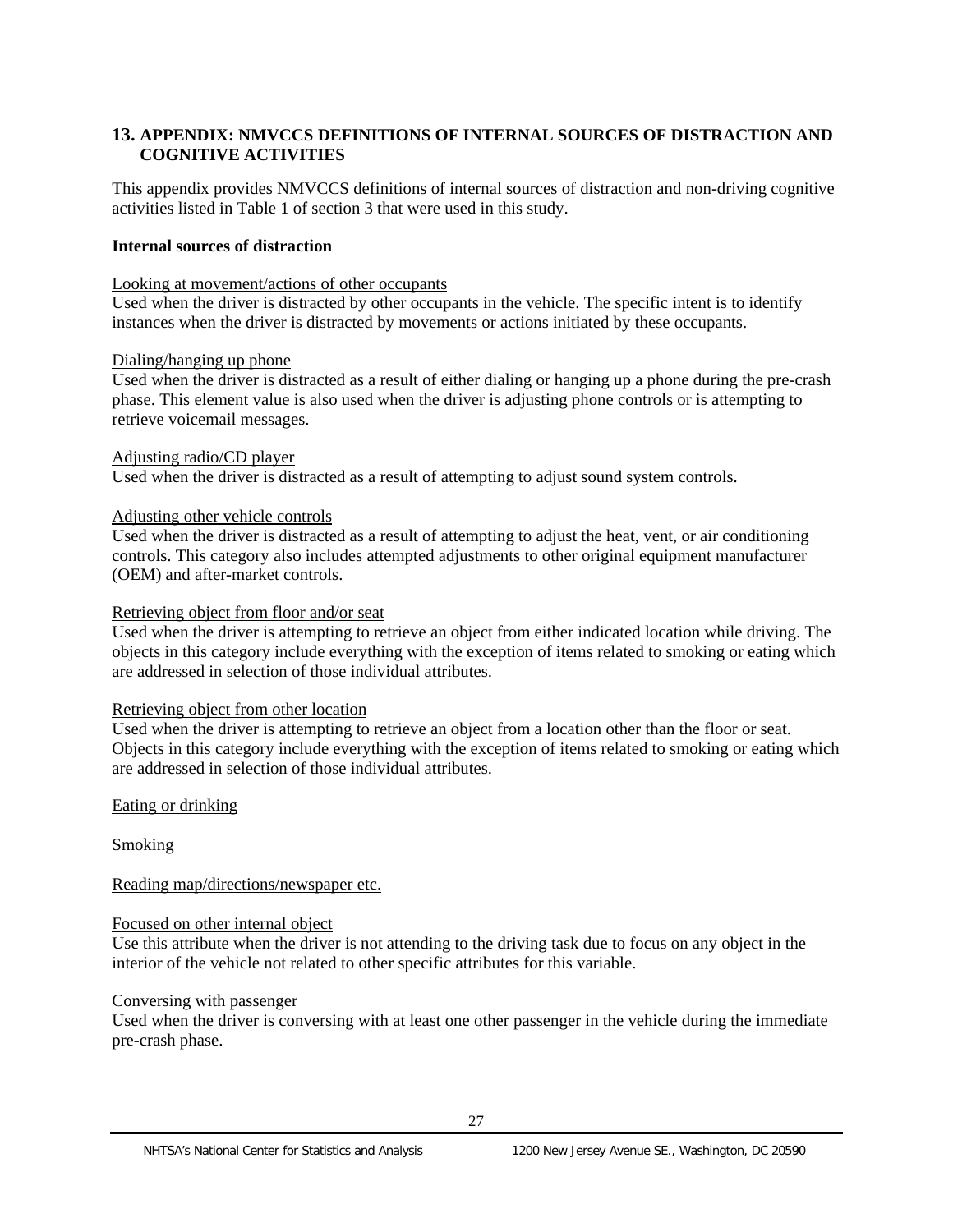## 13. APPENDIX: NMVCCS DEFINITIONS OF INTERNAL SOURCES OF DISTRACTION AND COGNITIVE ACTIVITIES

This appendix provides NMVCCS definitions of internal sources of distraction and non-driving cognitive activities listed in Table 1 of section 3 that were used in this study.

**Internal sources of distraction**

Looking at movement/actions of other occupants
Used when the driver is distracted by other occupants in the vehicle. The specific intent is to identify instances when the driver is distracted by movements or actions initiated by these occupants.

Dialing/hanging up phone
Used when the driver is distracted as a result of either dialing or hanging up a phone during the pre-crash phase. This element value is also used when the driver is adjusting phone controls or is attempting to retrieve voicemail messages.

Adjusting radio/CD player
Used when the driver is distracted as a result of attempting to adjust sound system controls.

Adjusting other vehicle controls
Used when the driver is distracted as a result of attempting to adjust the heat, vent, or air conditioning controls. This category also includes attempted adjustments to other original equipment manufacturer (OEM) and after-market controls.

Retrieving object from floor and/or seat
Used when the driver is attempting to retrieve an object from either indicated location while driving. The objects in this category include everything with the exception of items related to smoking or eating which are addressed in selection of those individual attributes.

Retrieving object from other location
Used when the driver is attempting to retrieve an object from a location other than the floor or seat. Objects in this category include everything with the exception of items related to smoking or eating which are addressed in selection of those individual attributes.

Eating or drinking

Smoking

Reading map/directions/newspaper etc.

Focused on other internal object
Use this attribute when the driver is not attending to the driving task due to focus on any object in the interior of the vehicle not related to other specific attributes for this variable.

Conversing with passenger
Used when the driver is conversing with at least one other passenger in the vehicle during the immediate pre-crash phase.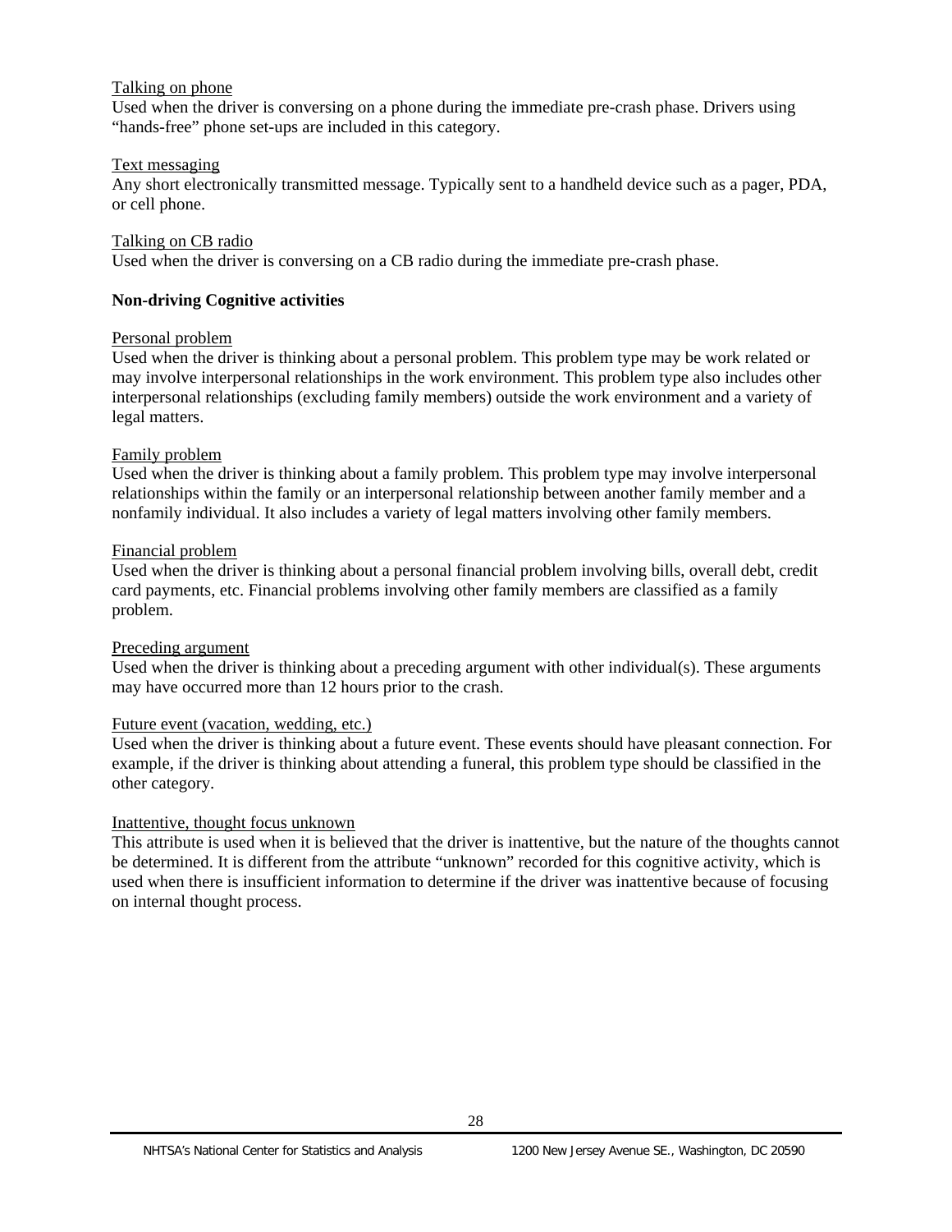Talking on phone

Used when the driver is conversing on a phone during the immediate pre-crash phase. Drivers using "hands-free" phone set-ups are included in this category.

Text messaging

Any short electronically transmitted message. Typically sent to a handheld device such as a pager, PDA, or cell phone.

Talking on CB radio

Used when the driver is conversing on a CB radio during the immediate pre-crash phase.

**Non-driving Cognitive activities**

Personal problem

Used when the driver is thinking about a personal problem. This problem type may be work related or may involve interpersonal relationships in the work environment. This problem type also includes other interpersonal relationships (excluding family members) outside the work environment and a variety of legal matters.

Family problem

Used when the driver is thinking about a family problem. This problem type may involve interpersonal relationships within the family or an interpersonal relationship between another family member and a nonfamily individual. It also includes a variety of legal matters involving other family members.

Financial problem

Used when the driver is thinking about a personal financial problem involving bills, overall debt, credit card payments, etc. Financial problems involving other family members are classified as a family problem.

Preceding argument

Used when the driver is thinking about a preceding argument with other individual(s). These arguments may have occurred more than 12 hours prior to the crash.

Future event (vacation, wedding, etc.)

Used when the driver is thinking about a future event. These events should have pleasant connection. For example, if the driver is thinking about attending a funeral, this problem type should be classified in the other category.

Inattentive, thought focus unknown

This attribute is used when it is believed that the driver is inattentive, but the nature of the thoughts cannot be determined. It is different from the attribute "unknown" recorded for this cognitive activity, which is used when there is insufficient information to determine if the driver was inattentive because of focusing on internal thought process.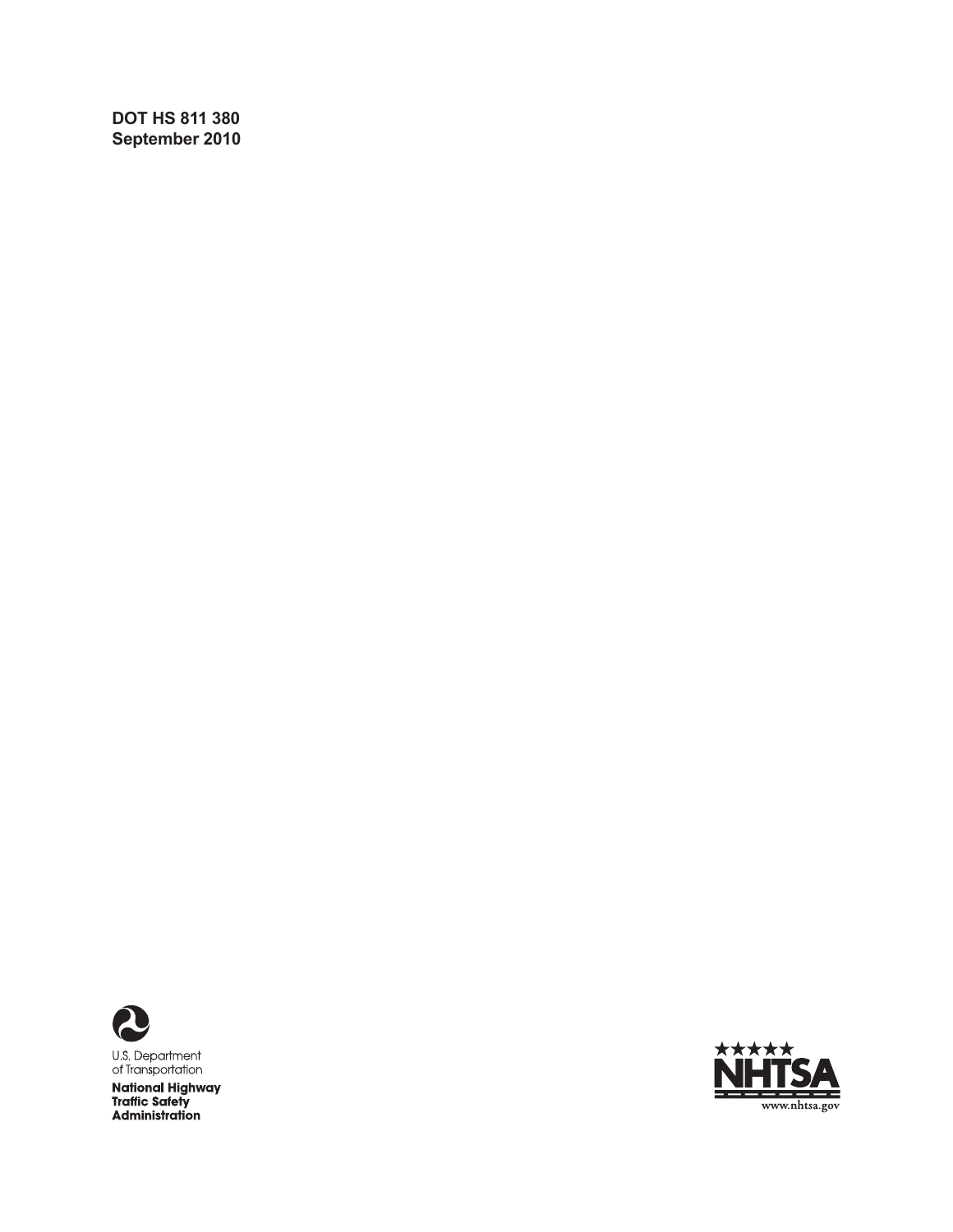**DOT HS 811 380**
**September 2010**

U.S. Department of Transportation

**National Highway Traffic Safety Administration**

NHTSA

www.nhtsa.gov